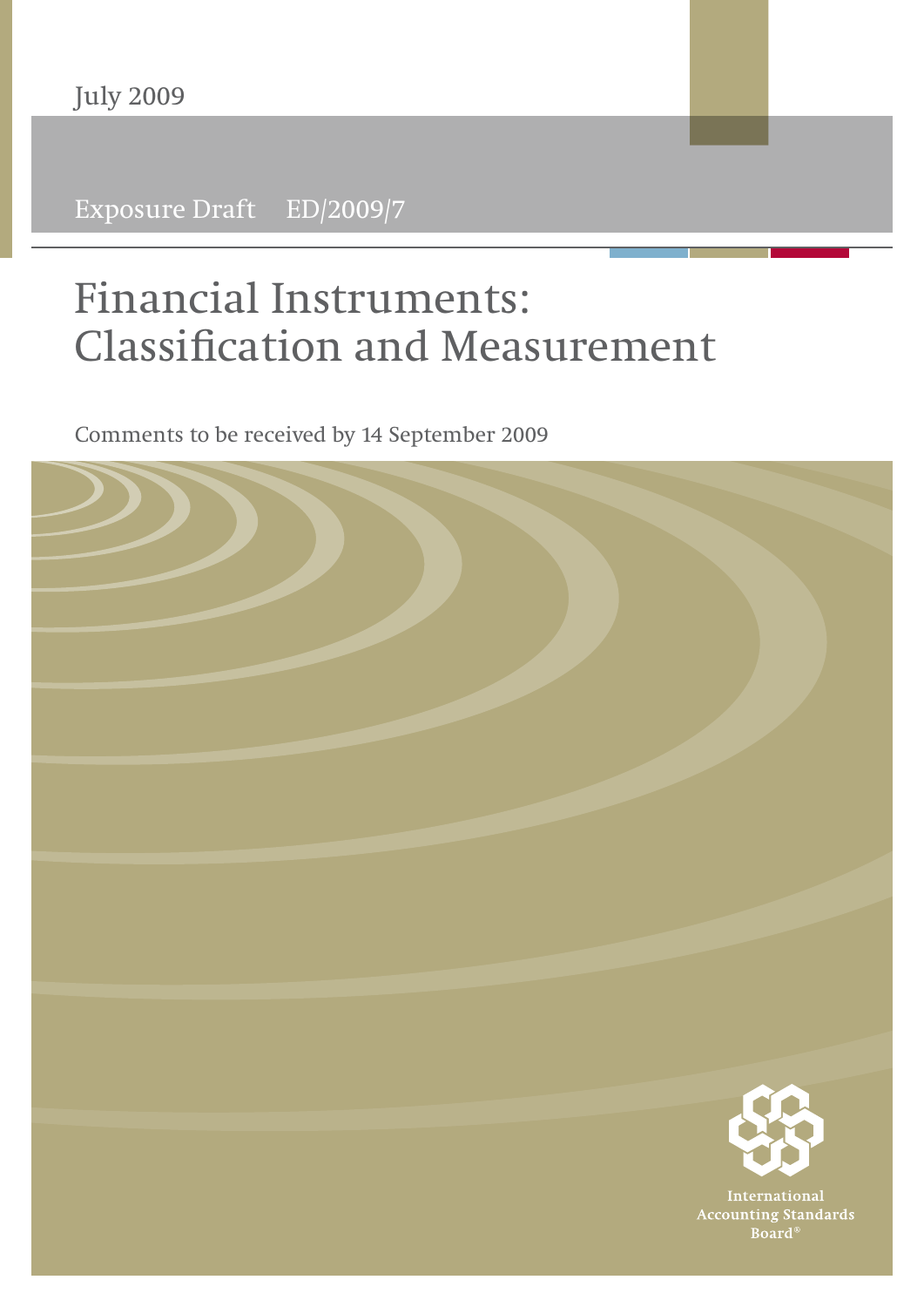July 2009

Exposure Draft ED/2009/7

# Financial Instruments: Classification and Measurement

Comments to be received by 14 September 2009

International Accounting Standards Board®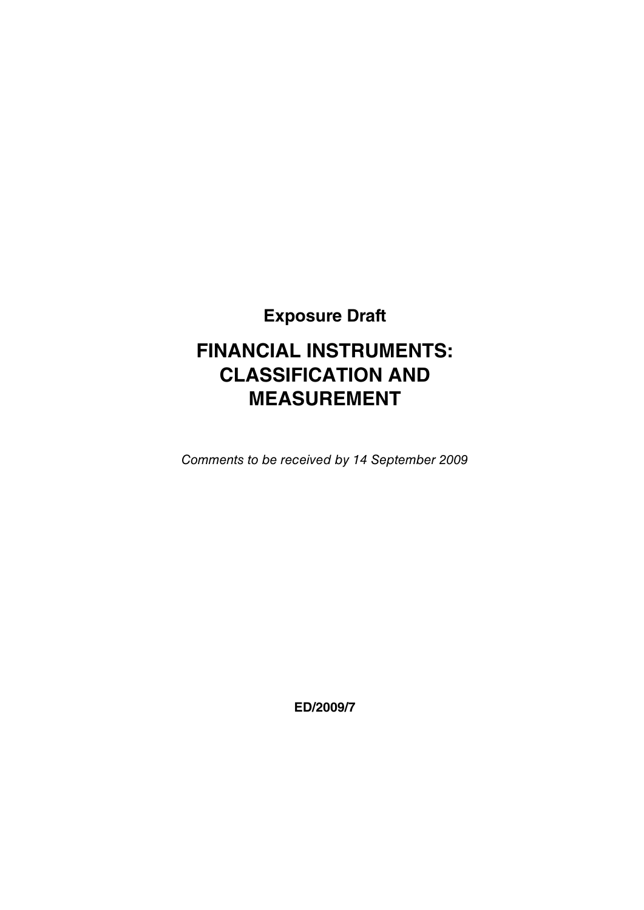**Exposure Draft**

# FINANCIAL INSTRUMENTS: CLASSIFICATION AND MEASUREMENT

*Comments to be received by 14 September 2009*

**ED/2009/7**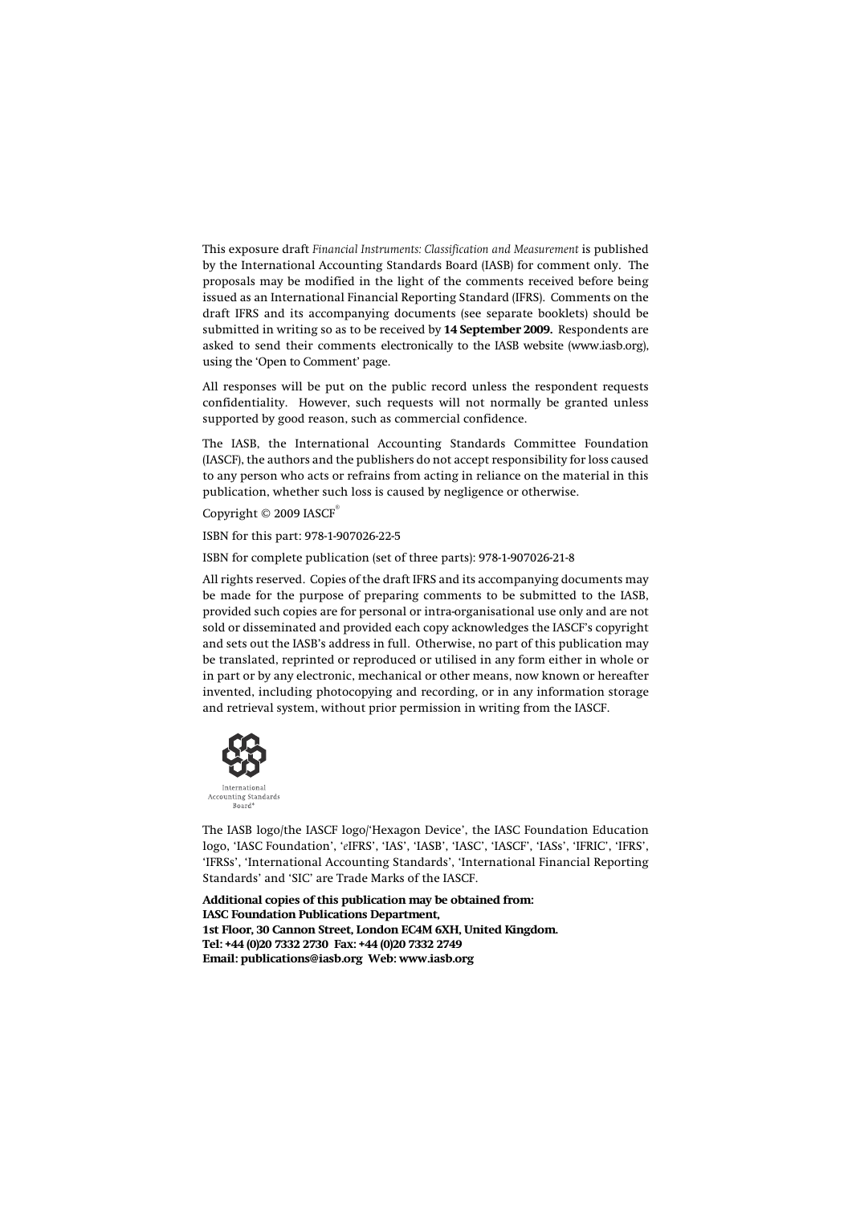This exposure draft *Financial Instruments: Classification and Measurement* is published by the International Accounting Standards Board (IASB) for comment only. The proposals may be modified in the light of the comments received before being issued as an International Financial Reporting Standard (IFRS). Comments on the draft IFRS and its accompanying documents (see separate booklets) should be submitted in writing so as to be received by **14 September 2009.** Respondents are asked to send their comments electronically to the IASB website (www.iasb.org), using the 'Open to Comment' page.

All responses will be put on the public record unless the respondent requests confidentiality. However, such requests will not normally be granted unless supported by good reason, such as commercial confidence.

The IASB, the International Accounting Standards Committee Foundation (IASCF), the authors and the publishers do not accept responsibility for loss caused to any person who acts or refrains from acting in reliance on the material in this publication, whether such loss is caused by negligence or otherwise.

Copyright © 2009 IASCF®

ISBN for this part: 978-1-907026-22-5

ISBN for complete publication (set of three parts): 978-1-907026-21-8

All rights reserved. Copies of the draft IFRS and its accompanying documents may be made for the purpose of preparing comments to be submitted to the IASB, provided such copies are for personal or intra-organisational use only and are not sold or disseminated and provided each copy acknowledges the IASCF's copyright and sets out the IASB's address in full. Otherwise, no part of this publication may be translated, reprinted or reproduced or utilised in any form either in whole or in part or by any electronic, mechanical or other means, now known or hereafter invented, including photocopying and recording, or in any information storage and retrieval system, without prior permission in writing from the IASCF.

International Accounting Standards Board®

The IASB logo/the IASCF logo/'Hexagon Device', the IASC Foundation Education logo, 'IASC Foundation', '*e*IFRS', 'IAS', 'IASB', 'IASC', 'IASCF', 'IASs', 'IFRIC', 'IFRS', 'IFRSs', 'International Accounting Standards', 'International Financial Reporting Standards' and 'SIC' are Trade Marks of the IASCF.

**Additional copies of this publication may be obtained from:**
**IASC Foundation Publications Department,**
**1st Floor, 30 Cannon Street, London EC4M 6XH, United Kingdom.**
**Tel: +44 (0)20 7332 2730 Fax: +44 (0)20 7332 2749**
**Email: publications@iasb.org Web: www.iasb.org**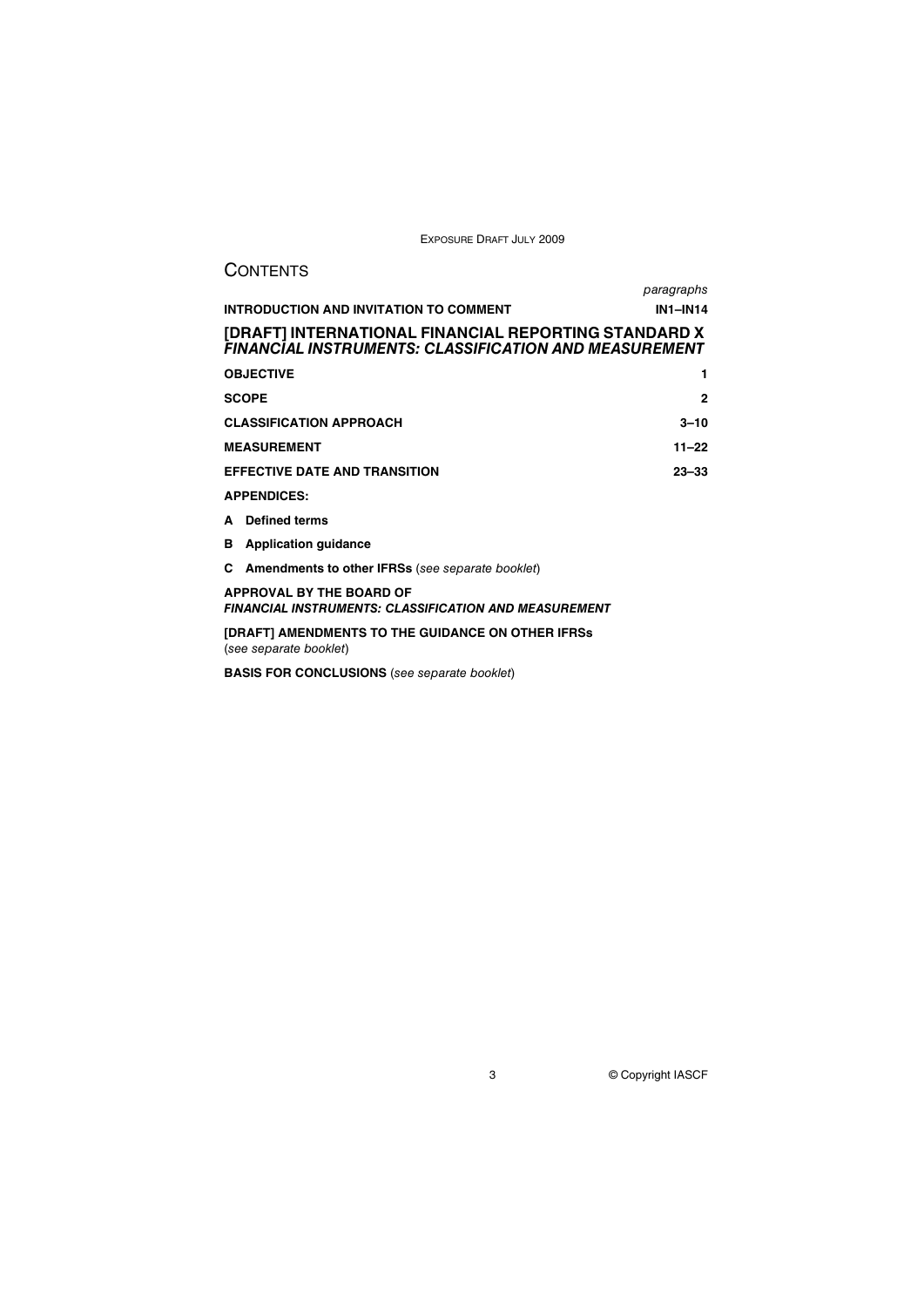# CONTENTS

| | paragraphs |
|---|---|
| **INTRODUCTION AND INVITATION TO COMMENT** | **IN1–IN14** |

## [DRAFT] INTERNATIONAL FINANCIAL REPORTING STANDARD X *FINANCIAL INSTRUMENTS: CLASSIFICATION AND MEASUREMENT*

| | |
|---|---|
| **OBJECTIVE** | **1** |
| **SCOPE** | **2** |
| **CLASSIFICATION APPROACH** | **3–10** |
| **MEASUREMENT** | **11–22** |
| **EFFECTIVE DATE AND TRANSITION** | **23–33** |

**APPENDICES:**

**A Defined terms**

**B Application guidance**

**C Amendments to other IFRSs** (*see separate booklet*)

**APPROVAL BY THE BOARD OF**
***FINANCIAL INSTRUMENTS: CLASSIFICATION AND MEASUREMENT***

**[DRAFT] AMENDMENTS TO THE GUIDANCE ON OTHER IFRSs**
(*see separate booklet*)

**BASIS FOR CONCLUSIONS** (*see separate booklet*)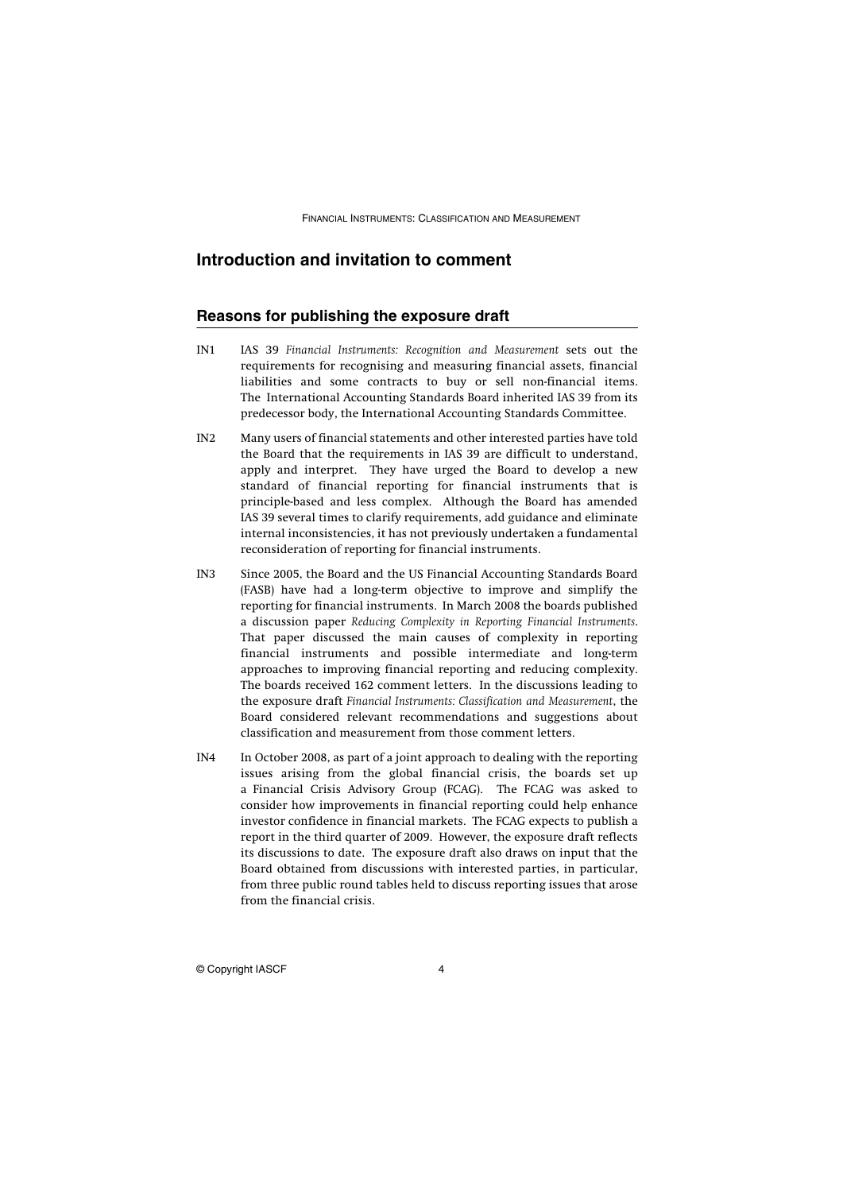## Introduction and invitation to comment

### Reasons for publishing the exposure draft

IN1 IAS 39 *Financial Instruments: Recognition and Measurement* sets out the requirements for recognising and measuring financial assets, financial liabilities and some contracts to buy or sell non-financial items. The International Accounting Standards Board inherited IAS 39 from its predecessor body, the International Accounting Standards Committee.

IN2 Many users of financial statements and other interested parties have told the Board that the requirements in IAS 39 are difficult to understand, apply and interpret. They have urged the Board to develop a new standard of financial reporting for financial instruments that is principle-based and less complex. Although the Board has amended IAS 39 several times to clarify requirements, add guidance and eliminate internal inconsistencies, it has not previously undertaken a fundamental reconsideration of reporting for financial instruments.

IN3 Since 2005, the Board and the US Financial Accounting Standards Board (FASB) have had a long-term objective to improve and simplify the reporting for financial instruments. In March 2008 the boards published a discussion paper *Reducing Complexity in Reporting Financial Instruments*. That paper discussed the main causes of complexity in reporting financial instruments and possible intermediate and long-term approaches to improving financial reporting and reducing complexity. The boards received 162 comment letters. In the discussions leading to the exposure draft *Financial Instruments: Classification and Measurement*, the Board considered relevant recommendations and suggestions about classification and measurement from those comment letters.

IN4 In October 2008, as part of a joint approach to dealing with the reporting issues arising from the global financial crisis, the boards set up a Financial Crisis Advisory Group (FCAG). The FCAG was asked to consider how improvements in financial reporting could help enhance investor confidence in financial markets. The FCAG expects to publish a report in the third quarter of 2009. However, the exposure draft reflects its discussions to date. The exposure draft also draws on input that the Board obtained from discussions with interested parties, in particular, from three public round tables held to discuss reporting issues that arose from the financial crisis.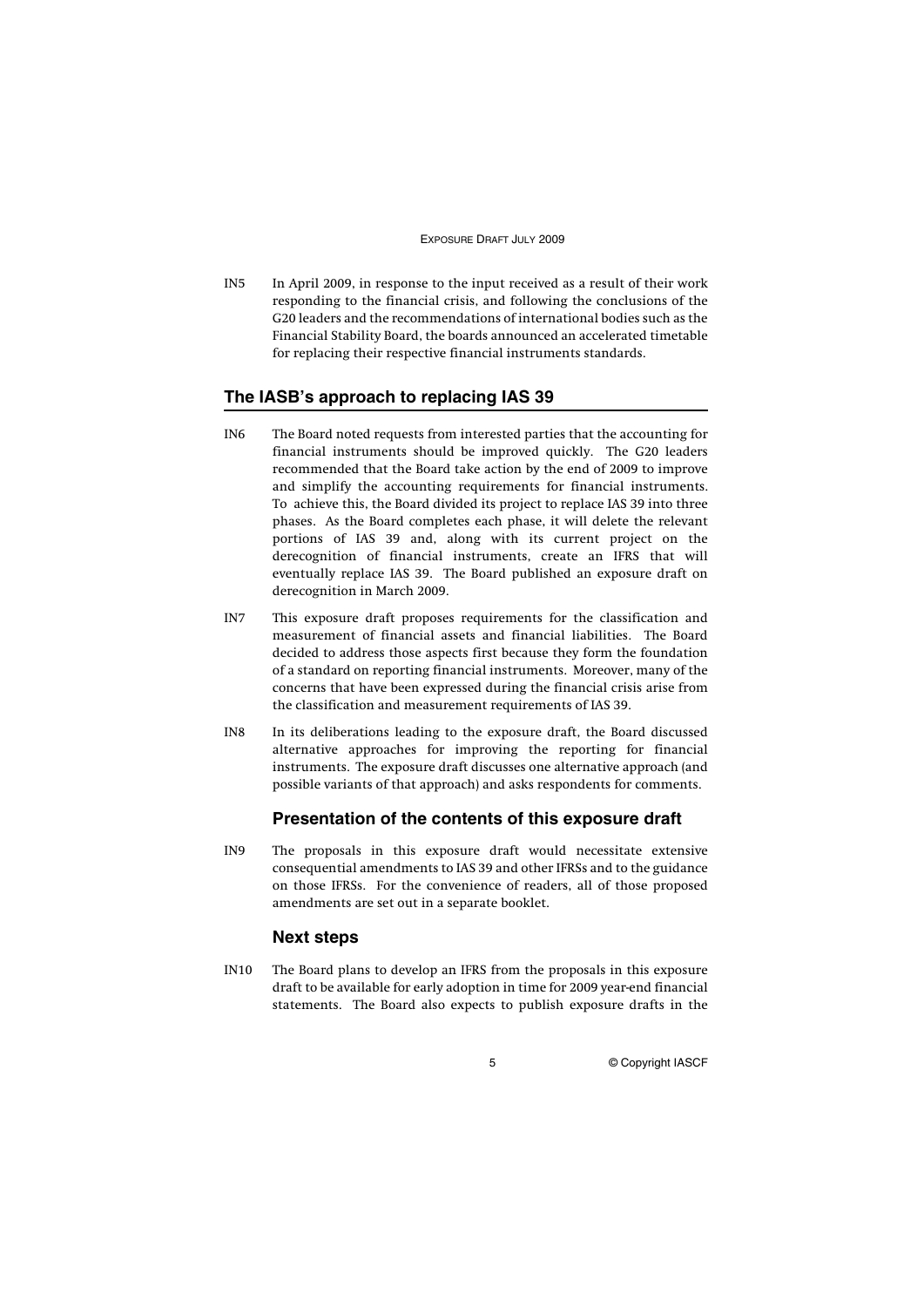IN5 In April 2009, in response to the input received as a result of their work responding to the financial crisis, and following the conclusions of the G20 leaders and the recommendations of international bodies such as the Financial Stability Board, the boards announced an accelerated timetable for replacing their respective financial instruments standards.

## The IASB's approach to replacing IAS 39

IN6 The Board noted requests from interested parties that the accounting for financial instruments should be improved quickly. The G20 leaders recommended that the Board take action by the end of 2009 to improve and simplify the accounting requirements for financial instruments. To achieve this, the Board divided its project to replace IAS 39 into three phases. As the Board completes each phase, it will delete the relevant portions of IAS 39 and, along with its current project on the derecognition of financial instruments, create an IFRS that will eventually replace IAS 39. The Board published an exposure draft on derecognition in March 2009.

IN7 This exposure draft proposes requirements for the classification and measurement of financial assets and financial liabilities. The Board decided to address those aspects first because they form the foundation of a standard on reporting financial instruments. Moreover, many of the concerns that have been expressed during the financial crisis arise from the classification and measurement requirements of IAS 39.

IN8 In its deliberations leading to the exposure draft, the Board discussed alternative approaches for improving the reporting for financial instruments. The exposure draft discusses one alternative approach (and possible variants of that approach) and asks respondents for comments.

### Presentation of the contents of this exposure draft

IN9 The proposals in this exposure draft would necessitate extensive consequential amendments to IAS 39 and other IFRSs and to the guidance on those IFRSs. For the convenience of readers, all of those proposed amendments are set out in a separate booklet.

### Next steps

IN10 The Board plans to develop an IFRS from the proposals in this exposure draft to be available for early adoption in time for 2009 year-end financial statements. The Board also expects to publish exposure drafts in the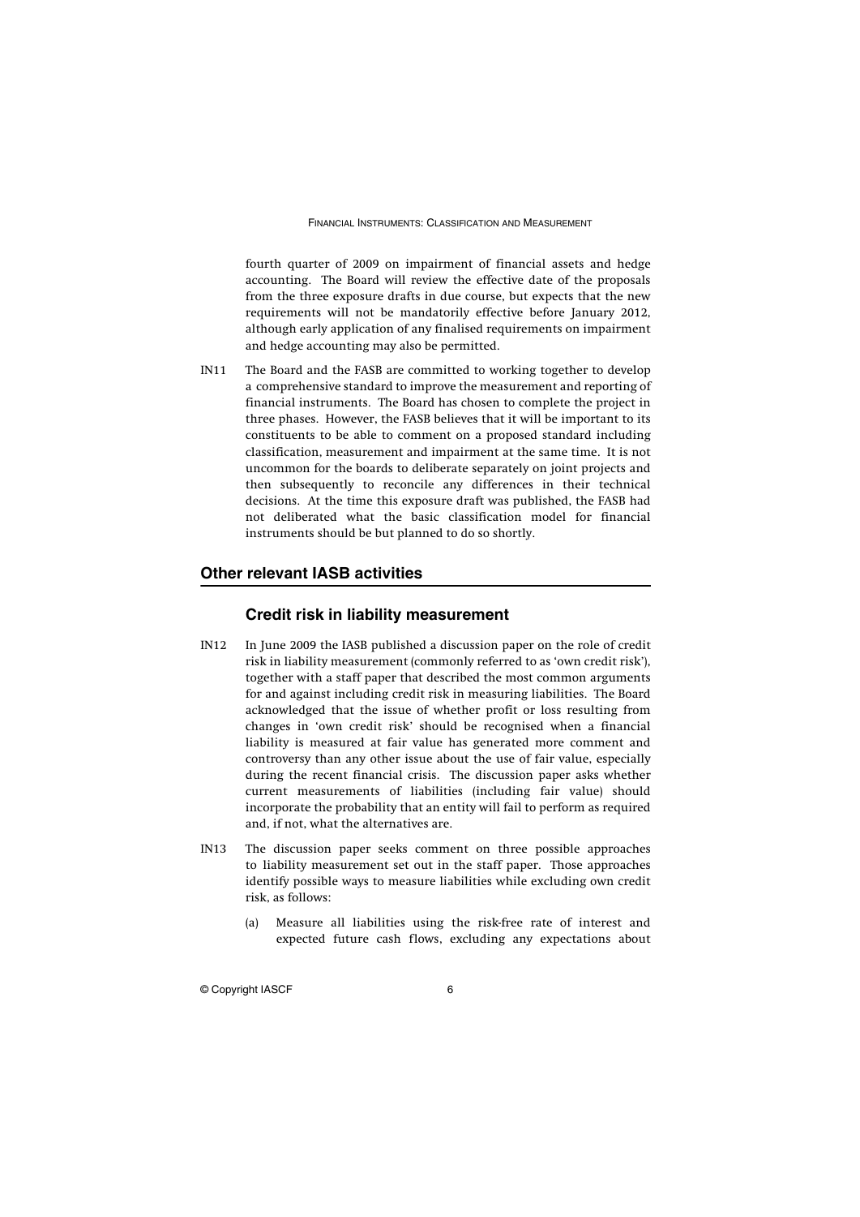fourth quarter of 2009 on impairment of financial assets and hedge accounting. The Board will review the effective date of the proposals from the three exposure drafts in due course, but expects that the new requirements will not be mandatorily effective before January 2012, although early application of any finalised requirements on impairment and hedge accounting may also be permitted.

IN11 The Board and the FASB are committed to working together to develop a comprehensive standard to improve the measurement and reporting of financial instruments. The Board has chosen to complete the project in three phases. However, the FASB believes that it will be important to its constituents to be able to comment on a proposed standard including classification, measurement and impairment at the same time. It is not uncommon for the boards to deliberate separately on joint projects and then subsequently to reconcile any differences in their technical decisions. At the time this exposure draft was published, the FASB had not deliberated what the basic classification model for financial instruments should be but planned to do so shortly.

## Other relevant IASB activities

### Credit risk in liability measurement

IN12 In June 2009 the IASB published a discussion paper on the role of credit risk in liability measurement (commonly referred to as 'own credit risk'), together with a staff paper that described the most common arguments for and against including credit risk in measuring liabilities. The Board acknowledged that the issue of whether profit or loss resulting from changes in 'own credit risk' should be recognised when a financial liability is measured at fair value has generated more comment and controversy than any other issue about the use of fair value, especially during the recent financial crisis. The discussion paper asks whether current measurements of liabilities (including fair value) should incorporate the probability that an entity will fail to perform as required and, if not, what the alternatives are.

IN13 The discussion paper seeks comment on three possible approaches to liability measurement set out in the staff paper. Those approaches identify possible ways to measure liabilities while excluding own credit risk, as follows:

(a) Measure all liabilities using the risk-free rate of interest and expected future cash flows, excluding any expectations about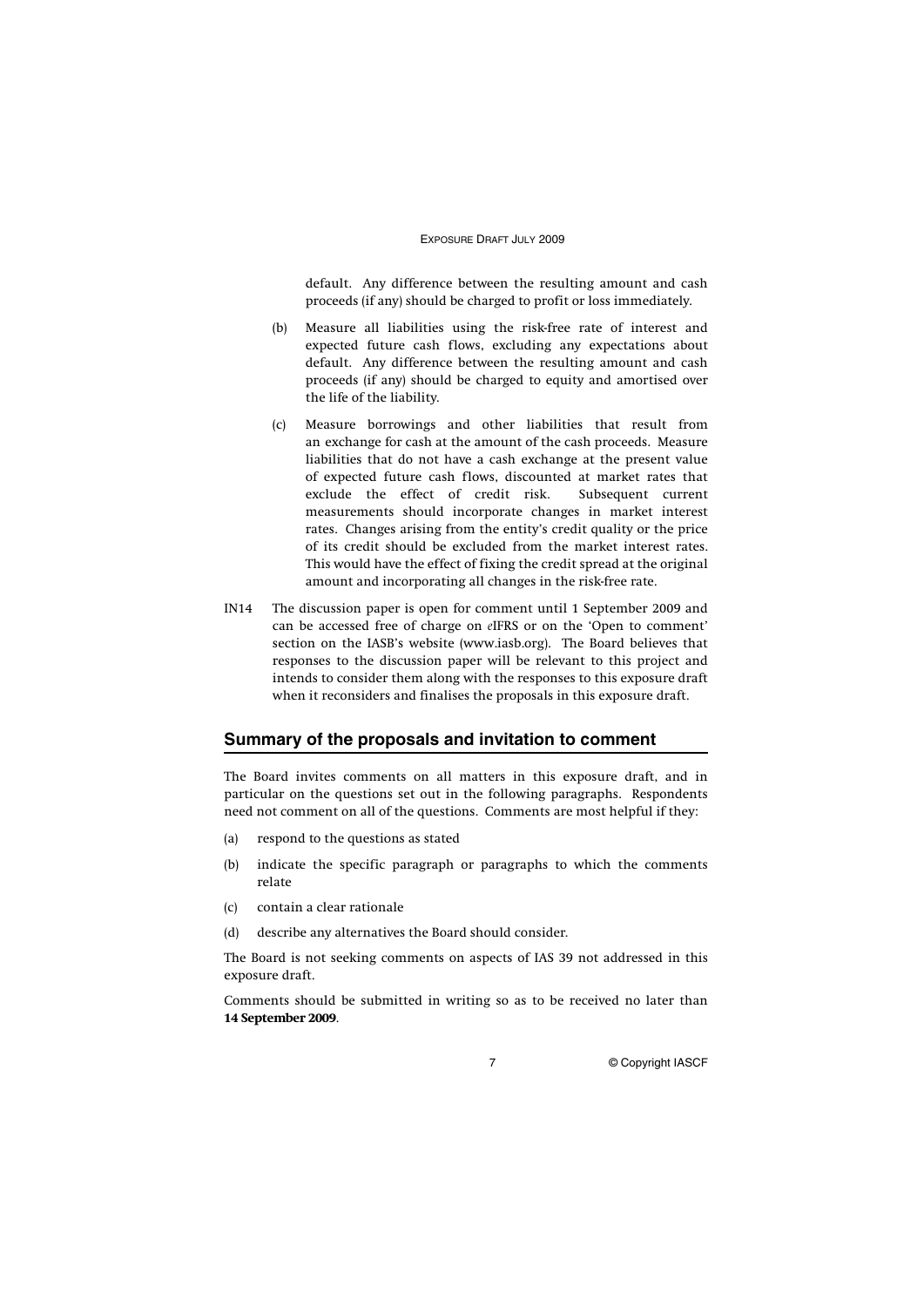default. Any difference between the resulting amount and cash proceeds (if any) should be charged to profit or loss immediately.

(b) Measure all liabilities using the risk-free rate of interest and expected future cash flows, excluding any expectations about default. Any difference between the resulting amount and cash proceeds (if any) should be charged to equity and amortised over the life of the liability.

(c) Measure borrowings and other liabilities that result from an exchange for cash at the amount of the cash proceeds. Measure liabilities that do not have a cash exchange at the present value of expected future cash flows, discounted at market rates that exclude the effect of credit risk. Subsequent current measurements should incorporate changes in market interest rates. Changes arising from the entity's credit quality or the price of its credit should be excluded from the market interest rates. This would have the effect of fixing the credit spread at the original amount and incorporating all changes in the risk-free rate.

IN14 The discussion paper is open for comment until 1 September 2009 and can be accessed free of charge on *e*IFRS or on the 'Open to comment' section on the IASB's website (www.iasb.org). The Board believes that responses to the discussion paper will be relevant to this project and intends to consider them along with the responses to this exposure draft when it reconsiders and finalises the proposals in this exposure draft.

## Summary of the proposals and invitation to comment

The Board invites comments on all matters in this exposure draft, and in particular on the questions set out in the following paragraphs. Respondents need not comment on all of the questions. Comments are most helpful if they:

(a) respond to the questions as stated

(b) indicate the specific paragraph or paragraphs to which the comments relate

(c) contain a clear rationale

(d) describe any alternatives the Board should consider.

The Board is not seeking comments on aspects of IAS 39 not addressed in this exposure draft.

Comments should be submitted in writing so as to be received no later than **14 September 2009**.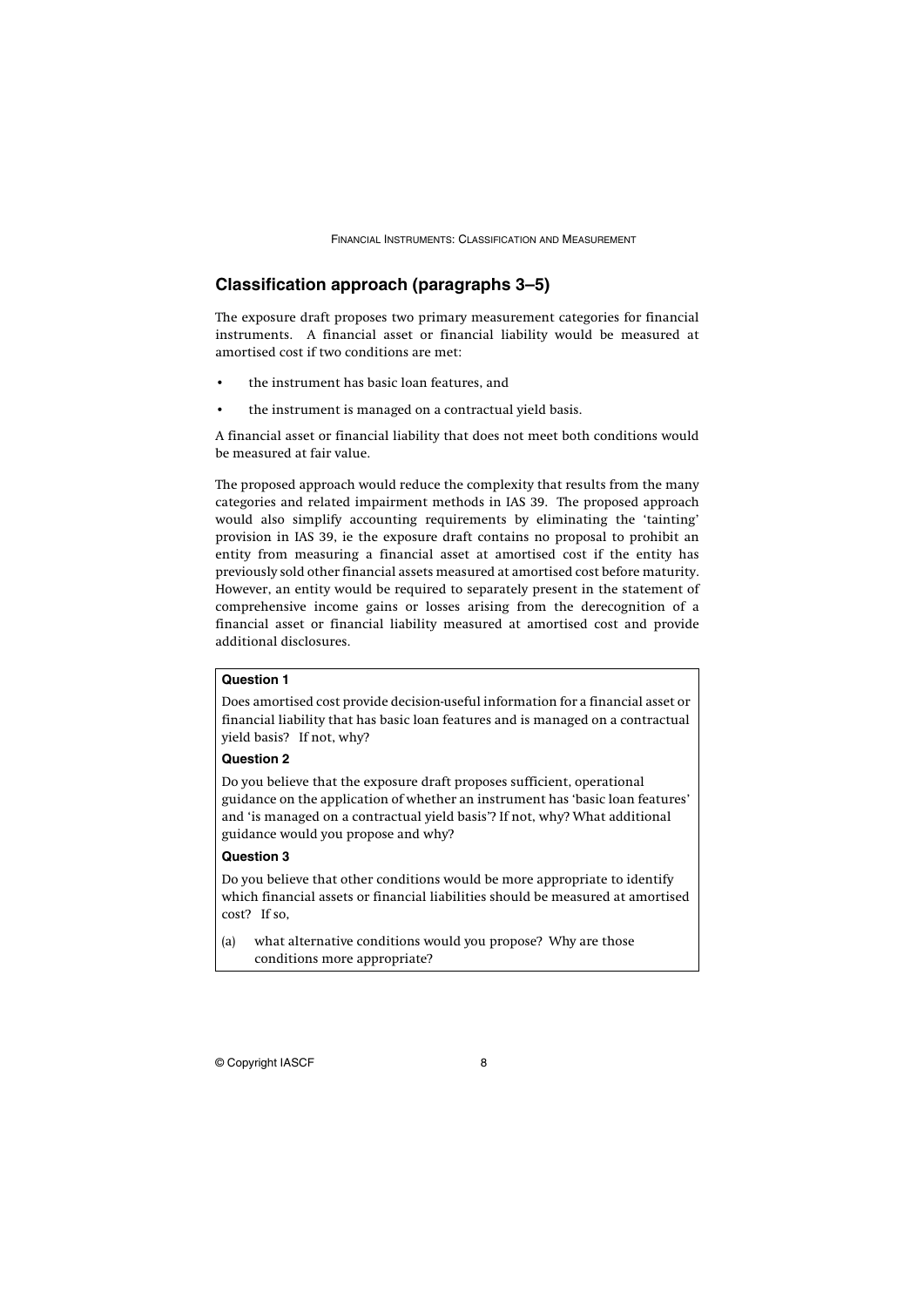## Classification approach (paragraphs 3–5)

The exposure draft proposes two primary measurement categories for financial instruments. A financial asset or financial liability would be measured at amortised cost if two conditions are met:

- the instrument has basic loan features, and
- the instrument is managed on a contractual yield basis.

A financial asset or financial liability that does not meet both conditions would be measured at fair value.

The proposed approach would reduce the complexity that results from the many categories and related impairment methods in IAS 39. The proposed approach would also simplify accounting requirements by eliminating the 'tainting' provision in IAS 39, ie the exposure draft contains no proposal to prohibit an entity from measuring a financial asset at amortised cost if the entity has previously sold other financial assets measured at amortised cost before maturity. However, an entity would be required to separately present in the statement of comprehensive income gains or losses arising from the derecognition of a financial asset or financial liability measured at amortised cost and provide additional disclosures.

**Question 1**

Does amortised cost provide decision-useful information for a financial asset or financial liability that has basic loan features and is managed on a contractual yield basis? If not, why?

**Question 2**

Do you believe that the exposure draft proposes sufficient, operational guidance on the application of whether an instrument has 'basic loan features' and 'is managed on a contractual yield basis'? If not, why? What additional guidance would you propose and why?

**Question 3**

Do you believe that other conditions would be more appropriate to identify which financial assets or financial liabilities should be measured at amortised cost? If so,

(a) what alternative conditions would you propose? Why are those conditions more appropriate?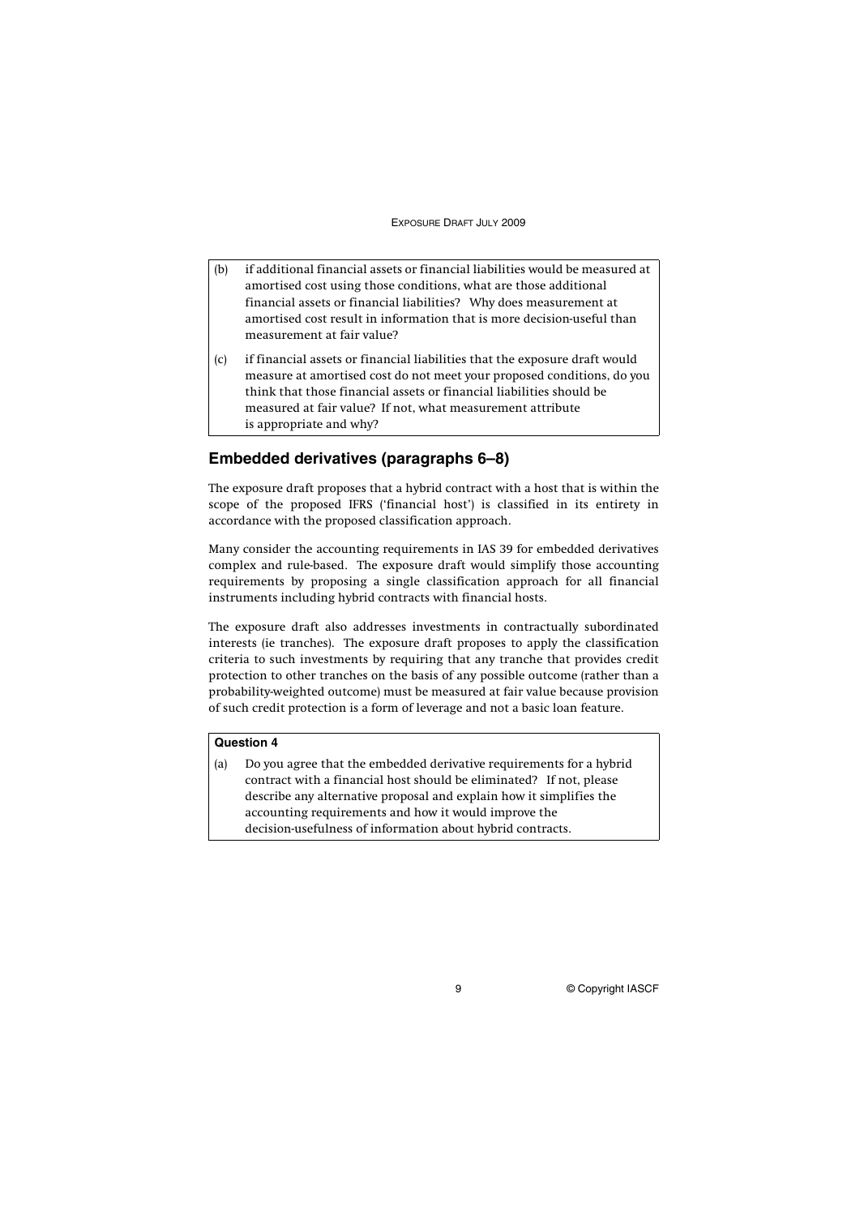(b) if additional financial assets or financial liabilities would be measured at amortised cost using those conditions, what are those additional financial assets or financial liabilities? Why does measurement at amortised cost result in information that is more decision-useful than measurement at fair value?

(c) if financial assets or financial liabilities that the exposure draft would measure at amortised cost do not meet your proposed conditions, do you think that those financial assets or financial liabilities should be measured at fair value? If not, what measurement attribute is appropriate and why?

## Embedded derivatives (paragraphs 6–8)

The exposure draft proposes that a hybrid contract with a host that is within the scope of the proposed IFRS ('financial host') is classified in its entirety in accordance with the proposed classification approach.

Many consider the accounting requirements in IAS 39 for embedded derivatives complex and rule-based. The exposure draft would simplify those accounting requirements by proposing a single classification approach for all financial instruments including hybrid contracts with financial hosts.

The exposure draft also addresses investments in contractually subordinated interests (ie tranches). The exposure draft proposes to apply the classification criteria to such investments by requiring that any tranche that provides credit protection to other tranches on the basis of any possible outcome (rather than a probability-weighted outcome) must be measured at fair value because provision of such credit protection is a form of leverage and not a basic loan feature.

**Question 4**

(a) Do you agree that the embedded derivative requirements for a hybrid contract with a financial host should be eliminated? If not, please describe any alternative proposal and explain how it simplifies the accounting requirements and how it would improve the decision-usefulness of information about hybrid contracts.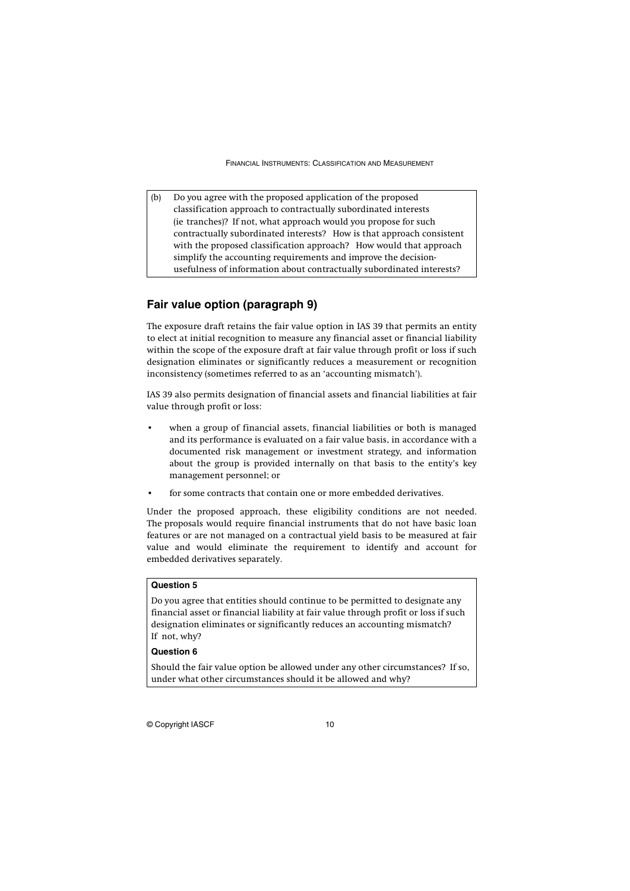(b) Do you agree with the proposed application of the proposed classification approach to contractually subordinated interests (ie tranches)? If not, what approach would you propose for such contractually subordinated interests? How is that approach consistent with the proposed classification approach? How would that approach simplify the accounting requirements and improve the decision-usefulness of information about contractually subordinated interests?

## Fair value option (paragraph 9)

The exposure draft retains the fair value option in IAS 39 that permits an entity to elect at initial recognition to measure any financial asset or financial liability within the scope of the exposure draft at fair value through profit or loss if such designation eliminates or significantly reduces a measurement or recognition inconsistency (sometimes referred to as an 'accounting mismatch').

IAS 39 also permits designation of financial assets and financial liabilities at fair value through profit or loss:

- when a group of financial assets, financial liabilities or both is managed and its performance is evaluated on a fair value basis, in accordance with a documented risk management or investment strategy, and information about the group is provided internally on that basis to the entity's key management personnel; or
- for some contracts that contain one or more embedded derivatives.

Under the proposed approach, these eligibility conditions are not needed. The proposals would require financial instruments that do not have basic loan features or are not managed on a contractual yield basis to be measured at fair value and would eliminate the requirement to identify and account for embedded derivatives separately.

**Question 5**

Do you agree that entities should continue to be permitted to designate any financial asset or financial liability at fair value through profit or loss if such designation eliminates or significantly reduces an accounting mismatch? If not, why?

**Question 6**

Should the fair value option be allowed under any other circumstances? If so, under what other circumstances should it be allowed and why?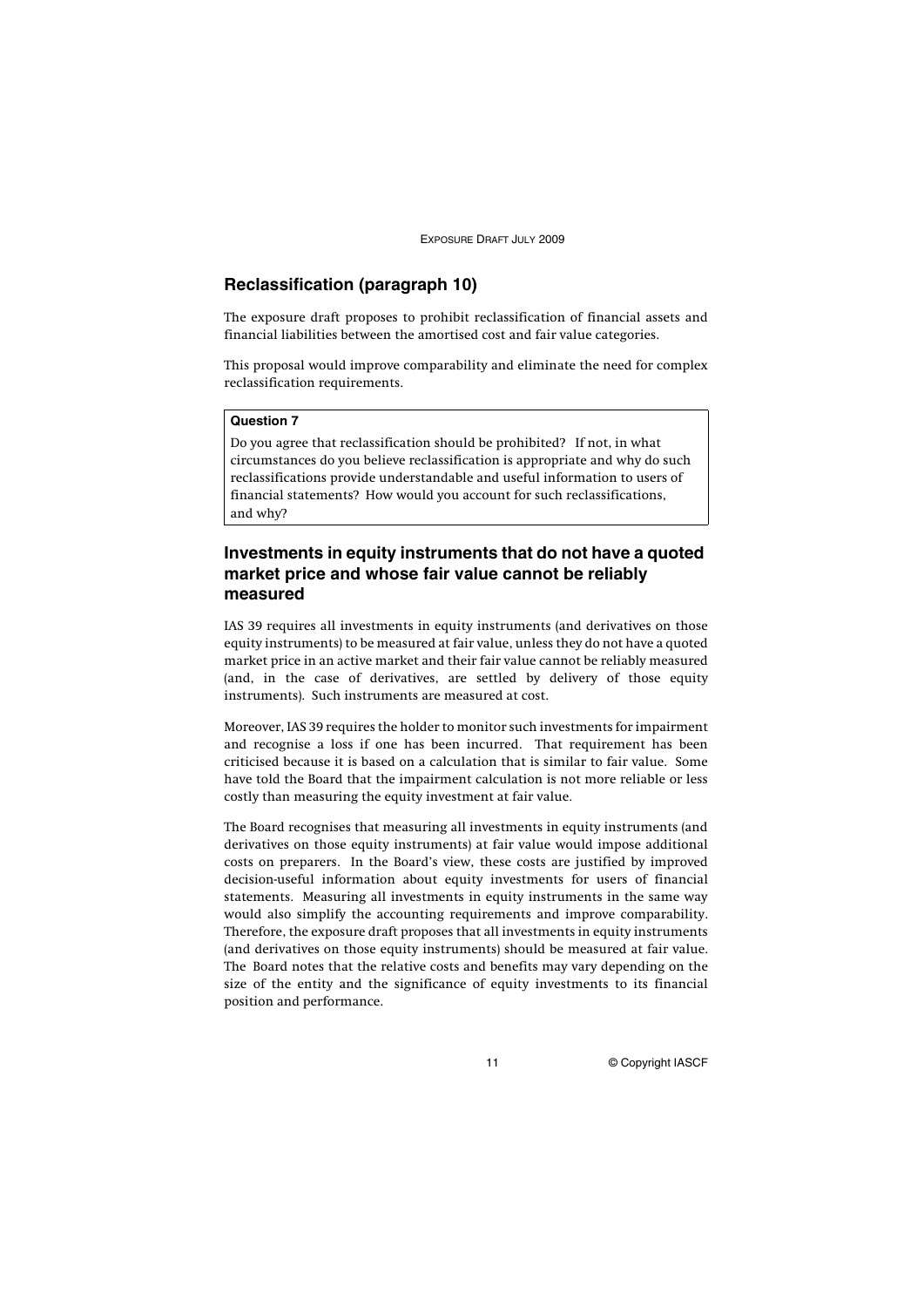## Reclassification (paragraph 10)

The exposure draft proposes to prohibit reclassification of financial assets and financial liabilities between the amortised cost and fair value categories.

This proposal would improve comparability and eliminate the need for complex reclassification requirements.

> **Question 7**
>
> Do you agree that reclassification should be prohibited? If not, in what circumstances do you believe reclassification is appropriate and why do such reclassifications provide understandable and useful information to users of financial statements? How would you account for such reclassifications, and why?

## Investments in equity instruments that do not have a quoted market price and whose fair value cannot be reliably measured

IAS 39 requires all investments in equity instruments (and derivatives on those equity instruments) to be measured at fair value, unless they do not have a quoted market price in an active market and their fair value cannot be reliably measured (and, in the case of derivatives, are settled by delivery of those equity instruments). Such instruments are measured at cost.

Moreover, IAS 39 requires the holder to monitor such investments for impairment and recognise a loss if one has been incurred. That requirement has been criticised because it is based on a calculation that is similar to fair value. Some have told the Board that the impairment calculation is not more reliable or less costly than measuring the equity investment at fair value.

The Board recognises that measuring all investments in equity instruments (and derivatives on those equity instruments) at fair value would impose additional costs on preparers. In the Board's view, these costs are justified by improved decision-useful information about equity investments for users of financial statements. Measuring all investments in equity instruments in the same way would also simplify the accounting requirements and improve comparability. Therefore, the exposure draft proposes that all investments in equity instruments (and derivatives on those equity instruments) should be measured at fair value. The Board notes that the relative costs and benefits may vary depending on the size of the entity and the significance of equity investments to its financial position and performance.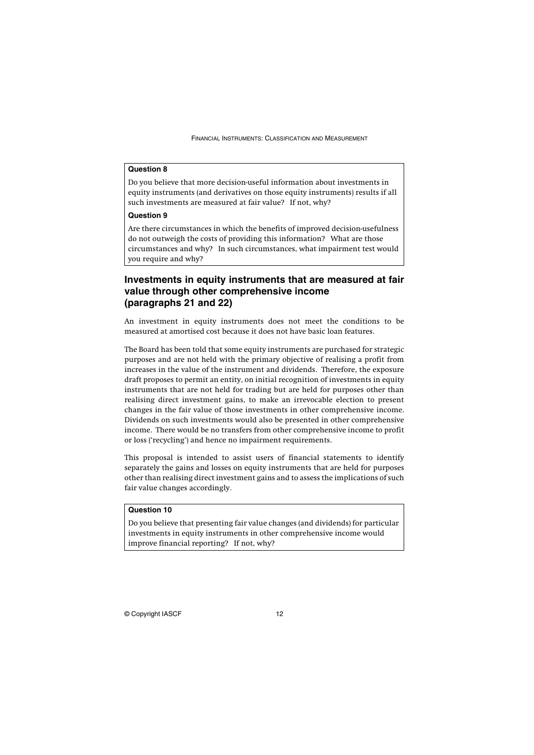**Question 8**

Do you believe that more decision-useful information about investments in equity instruments (and derivatives on those equity instruments) results if all such investments are measured at fair value? If not, why?

**Question 9**

Are there circumstances in which the benefits of improved decision-usefulness do not outweigh the costs of providing this information? What are those circumstances and why? In such circumstances, what impairment test would you require and why?

## Investments in equity instruments that are measured at fair value through other comprehensive income (paragraphs 21 and 22)

An investment in equity instruments does not meet the conditions to be measured at amortised cost because it does not have basic loan features.

The Board has been told that some equity instruments are purchased for strategic purposes and are not held with the primary objective of realising a profit from increases in the value of the instrument and dividends. Therefore, the exposure draft proposes to permit an entity, on initial recognition of investments in equity instruments that are not held for trading but are held for purposes other than realising direct investment gains, to make an irrevocable election to present changes in the fair value of those investments in other comprehensive income. Dividends on such investments would also be presented in other comprehensive income. There would be no transfers from other comprehensive income to profit or loss ('recycling') and hence no impairment requirements.

This proposal is intended to assist users of financial statements to identify separately the gains and losses on equity instruments that are held for purposes other than realising direct investment gains and to assess the implications of such fair value changes accordingly.

**Question 10**

Do you believe that presenting fair value changes (and dividends) for particular investments in equity instruments in other comprehensive income would improve financial reporting? If not, why?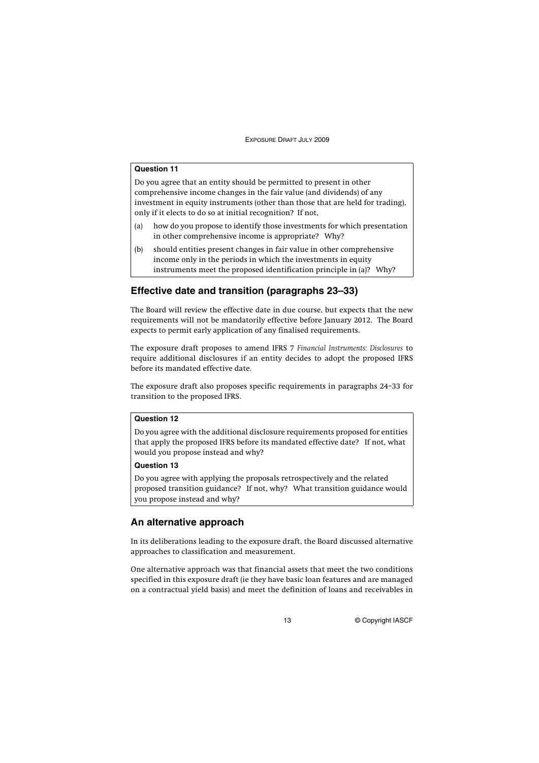**Question 11**

Do you agree that an entity should be permitted to present in other comprehensive income changes in the fair value (and dividends) of any investment in equity instruments (other than those that are held for trading), only if it elects to do so at initial recognition? If not,

(a) how do you propose to identify those investments for which presentation in other comprehensive income is appropriate? Why?

(b) should entities present changes in fair value in other comprehensive income only in the periods in which the investments in equity instruments meet the proposed identification principle in (a)? Why?

## Effective date and transition (paragraphs 23–33)

The Board will review the effective date in due course, but expects that the new requirements will not be mandatorily effective before January 2012. The Board expects to permit early application of any finalised requirements.

The exposure draft proposes to amend IFRS 7 *Financial Instruments: Disclosures* to require additional disclosures if an entity decides to adopt the proposed IFRS before its mandated effective date.

The exposure draft also proposes specific requirements in paragraphs 24–33 for transition to the proposed IFRS.

**Question 12**

Do you agree with the additional disclosure requirements proposed for entities that apply the proposed IFRS before its mandated effective date? If not, what would you propose instead and why?

**Question 13**

Do you agree with applying the proposals retrospectively and the related proposed transition guidance? If not, why? What transition guidance would you propose instead and why?

## An alternative approach

In its deliberations leading to the exposure draft, the Board discussed alternative approaches to classification and measurement.

One alternative approach was that financial assets that meet the two conditions specified in this exposure draft (ie they have basic loan features and are managed on a contractual yield basis) and meet the definition of loans and receivables in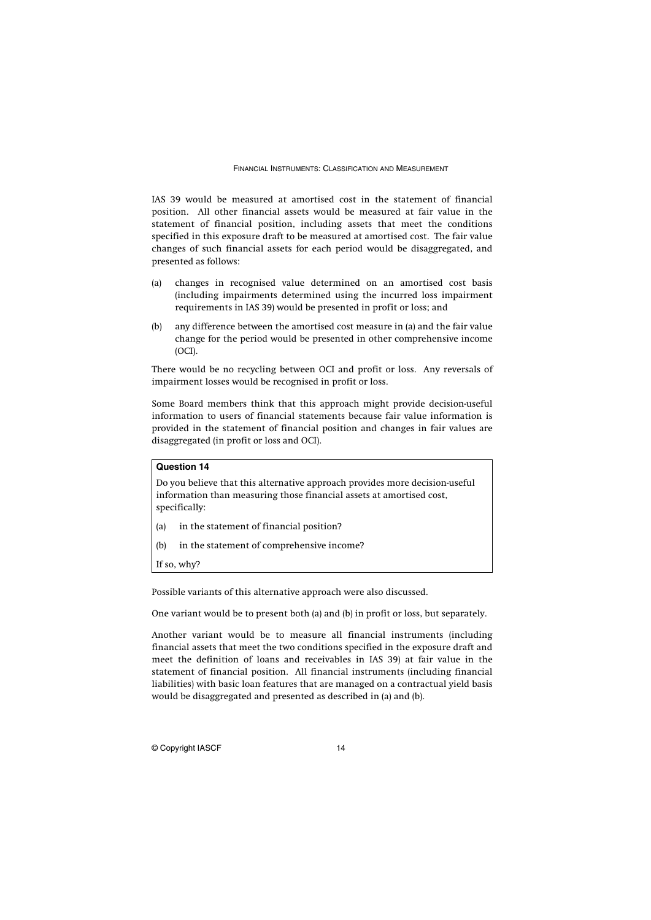IAS 39 would be measured at amortised cost in the statement of financial position. All other financial assets would be measured at fair value in the statement of financial position, including assets that meet the conditions specified in this exposure draft to be measured at amortised cost. The fair value changes of such financial assets for each period would be disaggregated, and presented as follows:

(a) changes in recognised value determined on an amortised cost basis (including impairments determined using the incurred loss impairment requirements in IAS 39) would be presented in profit or loss; and

(b) any difference between the amortised cost measure in (a) and the fair value change for the period would be presented in other comprehensive income (OCI).

There would be no recycling between OCI and profit or loss. Any reversals of impairment losses would be recognised in profit or loss.

Some Board members think that this approach might provide decision-useful information to users of financial statements because fair value information is provided in the statement of financial position and changes in fair values are disaggregated (in profit or loss and OCI).

> **Question 14**
>
> Do you believe that this alternative approach provides more decision-useful information than measuring those financial assets at amortised cost, specifically:
>
> (a) in the statement of financial position?
>
> (b) in the statement of comprehensive income?
>
> If so, why?

Possible variants of this alternative approach were also discussed.

One variant would be to present both (a) and (b) in profit or loss, but separately.

Another variant would be to measure all financial instruments (including financial assets that meet the two conditions specified in the exposure draft and meet the definition of loans and receivables in IAS 39) at fair value in the statement of financial position. All financial instruments (including financial liabilities) with basic loan features that are managed on a contractual yield basis would be disaggregated and presented as described in (a) and (b).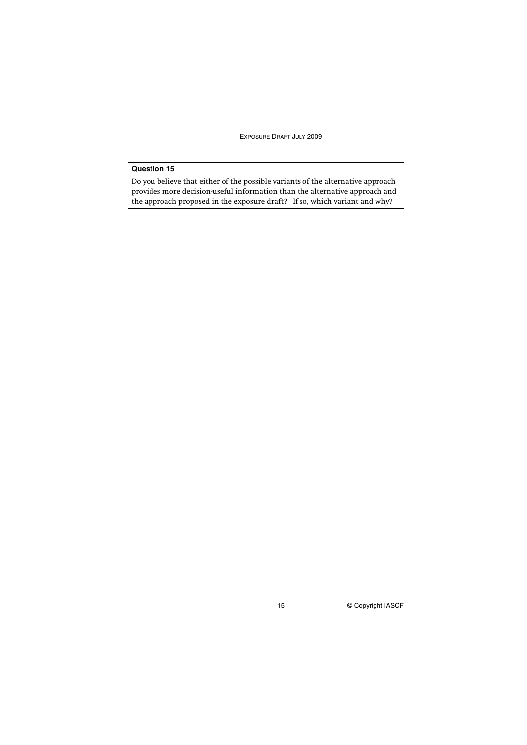**Question 15**

Do you believe that either of the possible variants of the alternative approach provides more decision-useful information than the alternative approach and the approach proposed in the exposure draft? If so, which variant and why?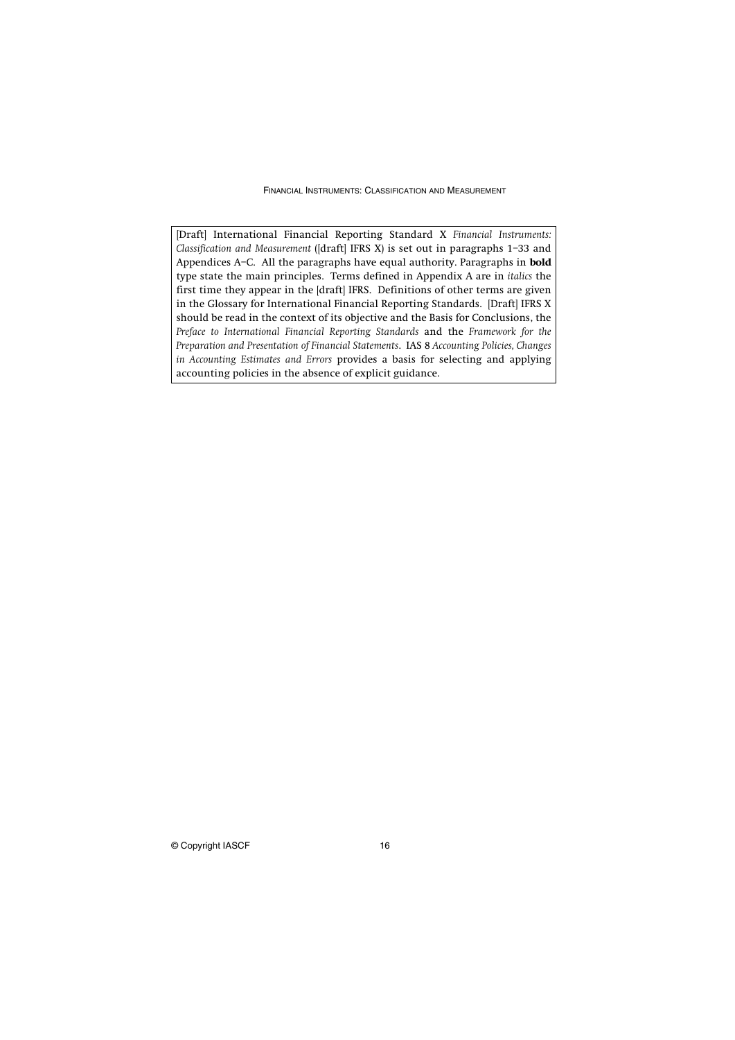[Draft] International Financial Reporting Standard X *Financial Instruments: Classification and Measurement* ([draft] IFRS X) is set out in paragraphs 1–33 and Appendices A–C. All the paragraphs have equal authority. Paragraphs in **bold** type state the main principles. Terms defined in Appendix A are in *italics* the first time they appear in the [draft] IFRS. Definitions of other terms are given in the Glossary for International Financial Reporting Standards. [Draft] IFRS X should be read in the context of its objective and the Basis for Conclusions, the *Preface to International Financial Reporting Standards* and the *Framework for the Preparation and Presentation of Financial Statements*. IAS 8 *Accounting Policies, Changes in Accounting Estimates and Errors* provides a basis for selecting and applying accounting policies in the absence of explicit guidance.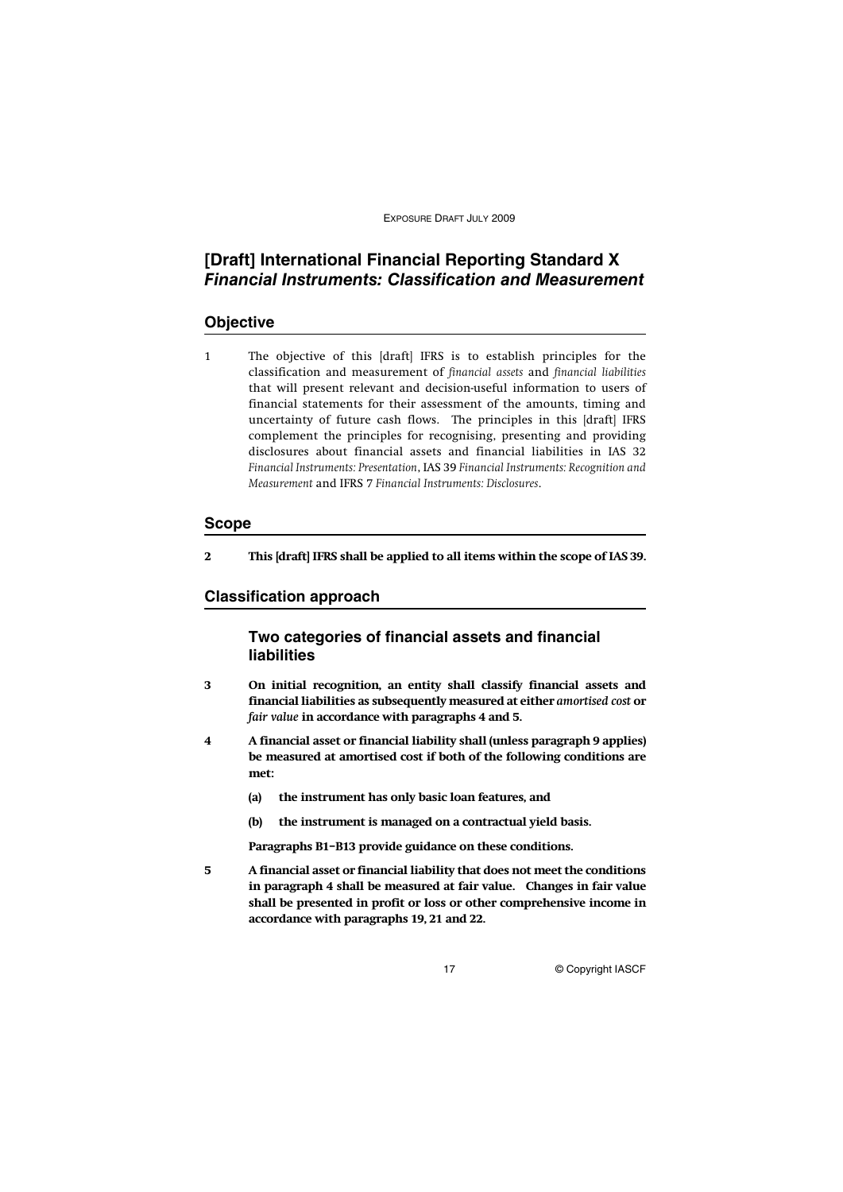# [Draft] International Financial Reporting Standard X *Financial Instruments: Classification and Measurement*

## Objective

1 The objective of this [draft] IFRS is to establish principles for the classification and measurement of *financial assets* and *financial liabilities* that will present relevant and decision-useful information to users of financial statements for their assessment of the amounts, timing and uncertainty of future cash flows. The principles in this [draft] IFRS complement the principles for recognising, presenting and providing disclosures about financial assets and financial liabilities in IAS 32 *Financial Instruments: Presentation*, IAS 39 *Financial Instruments: Recognition and Measurement* and IFRS 7 *Financial Instruments: Disclosures*.

## Scope

**2 This [draft] IFRS shall be applied to all items within the scope of IAS 39.**

## Classification approach

### Two categories of financial assets and financial liabilities

**3 On initial recognition, an entity shall classify financial assets and financial liabilities as subsequently measured at either *amortised cost* or *fair value* in accordance with paragraphs 4 and 5.**

**4 A financial asset or financial liability shall (unless paragraph 9 applies) be measured at amortised cost if both of the following conditions are met:**

**(a) the instrument has only basic loan features, and**

**(b) the instrument is managed on a contractual yield basis.**

**Paragraphs B1–B13 provide guidance on these conditions.**

**5 A financial asset or financial liability that does not meet the conditions in paragraph 4 shall be measured at fair value. Changes in fair value shall be presented in profit or loss or other comprehensive income in accordance with paragraphs 19, 21 and 22.**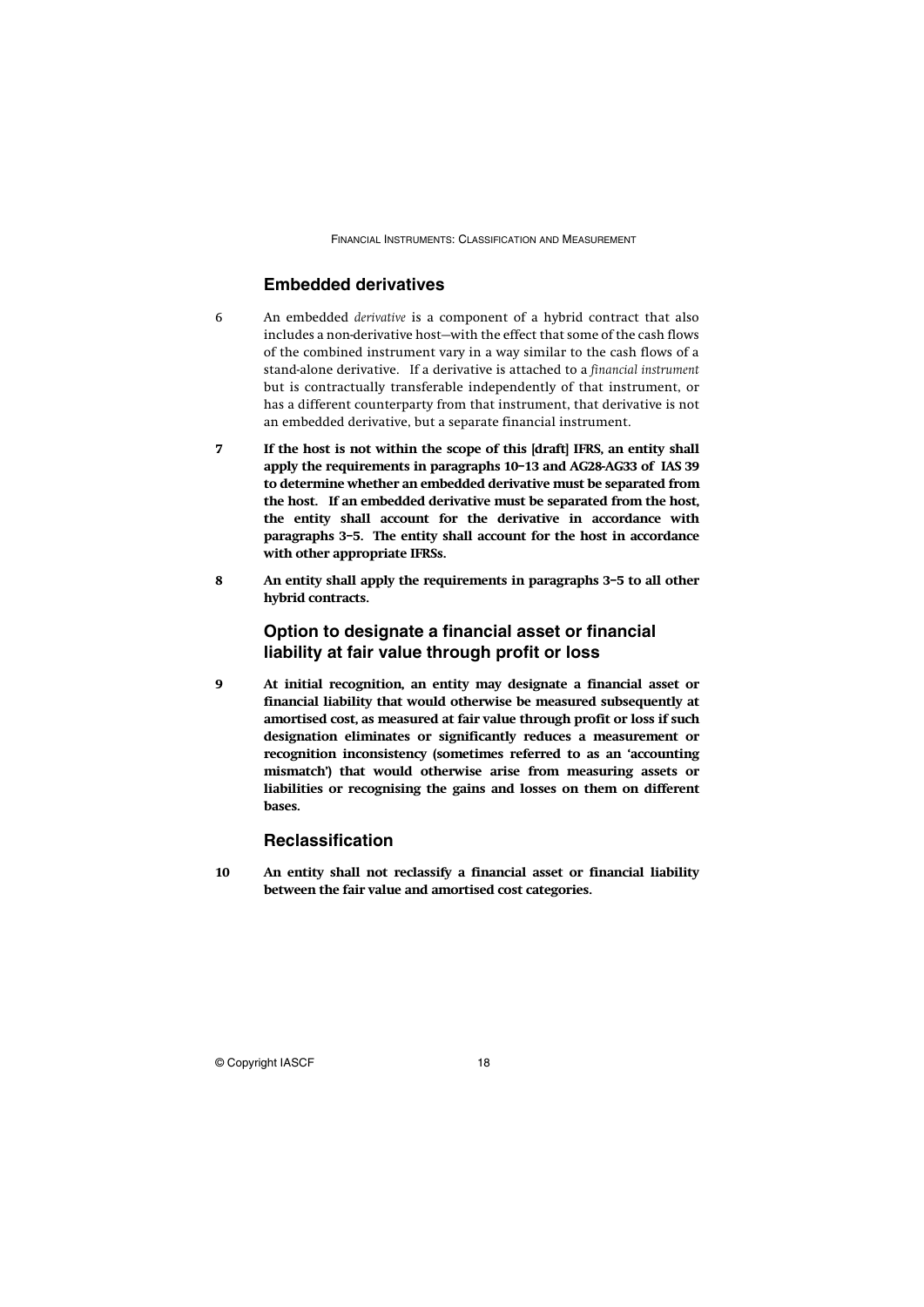## Embedded derivatives

6 An embedded *derivative* is a component of a hybrid contract that also includes a non-derivative host—with the effect that some of the cash flows of the combined instrument vary in a way similar to the cash flows of a stand-alone derivative. If a derivative is attached to a *financial instrument* but is contractually transferable independently of that instrument, or has a different counterparty from that instrument, that derivative is not an embedded derivative, but a separate financial instrument.

**7 If the host is not within the scope of this [draft] IFRS, an entity shall apply the requirements in paragraphs 10–13 and AG28-AG33 of IAS 39 to determine whether an embedded derivative must be separated from the host. If an embedded derivative must be separated from the host, the entity shall account for the derivative in accordance with paragraphs 3–5. The entity shall account for the host in accordance with other appropriate IFRSs.**

**8 An entity shall apply the requirements in paragraphs 3–5 to all other hybrid contracts.**

## Option to designate a financial asset or financial liability at fair value through profit or loss

**9 At initial recognition, an entity may designate a financial asset or financial liability that would otherwise be measured subsequently at amortised cost, as measured at fair value through profit or loss if such designation eliminates or significantly reduces a measurement or recognition inconsistency (sometimes referred to as an 'accounting mismatch') that would otherwise arise from measuring assets or liabilities or recognising the gains and losses on them on different bases.**

## Reclassification

**10 An entity shall not reclassify a financial asset or financial liability between the fair value and amortised cost categories.**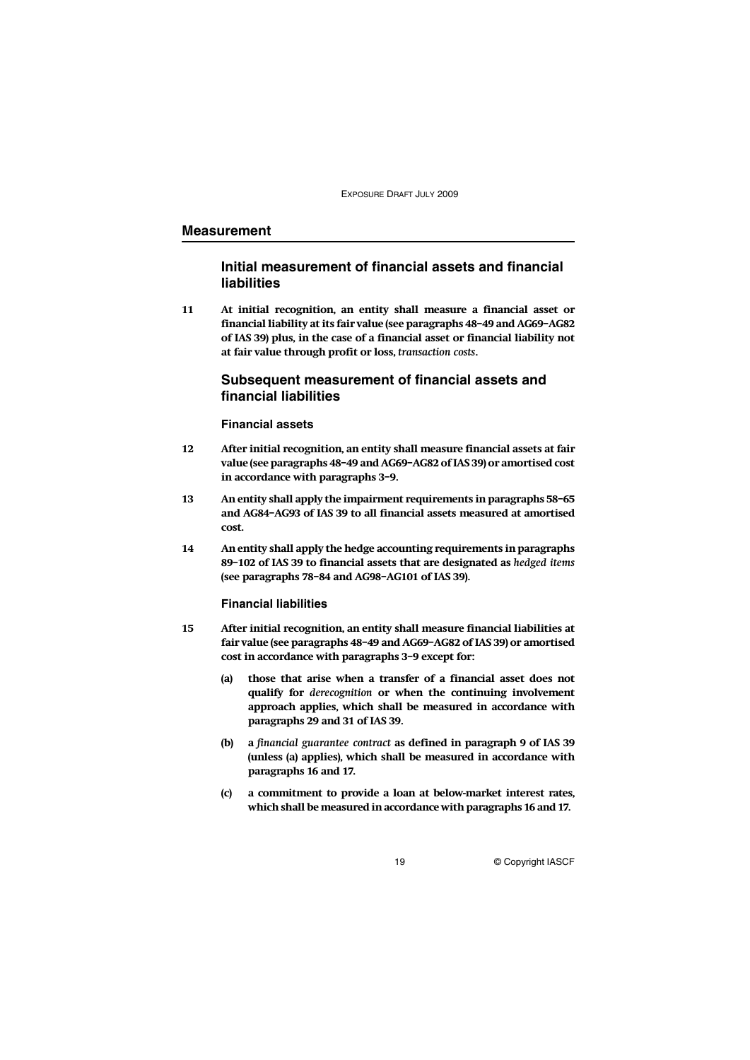## Measurement

### Initial measurement of financial assets and financial liabilities

11 **At initial recognition, an entity shall measure a financial asset or financial liability at its fair value (see paragraphs 48–49 and AG69–AG82 of IAS 39) plus, in the case of a financial asset or financial liability not at fair value through profit or loss, *transaction costs*.**

### Subsequent measurement of financial assets and financial liabilities

#### Financial assets

12 **After initial recognition, an entity shall measure financial assets at fair value (see paragraphs 48–49 and AG69–AG82 of IAS 39) or amortised cost in accordance with paragraphs 3–9.**

13 **An entity shall apply the impairment requirements in paragraphs 58–65 and AG84–AG93 of IAS 39 to all financial assets measured at amortised cost.**

14 **An entity shall apply the hedge accounting requirements in paragraphs 89–102 of IAS 39 to financial assets that are designated as *hedged items* (see paragraphs 78–84 and AG98–AG101 of IAS 39).**

#### Financial liabilities

15 **After initial recognition, an entity shall measure financial liabilities at fair value (see paragraphs 48–49 and AG69–AG82 of IAS 39) or amortised cost in accordance with paragraphs 3–9 except for:**

- **(a) those that arise when a transfer of a financial asset does not qualify for *derecognition* or when the continuing involvement approach applies, which shall be measured in accordance with paragraphs 29 and 31 of IAS 39.**

- **(b) a *financial guarantee contract* as defined in paragraph 9 of IAS 39 (unless (a) applies), which shall be measured in accordance with paragraphs 16 and 17.**

- **(c) a commitment to provide a loan at below-market interest rates, which shall be measured in accordance with paragraphs 16 and 17.**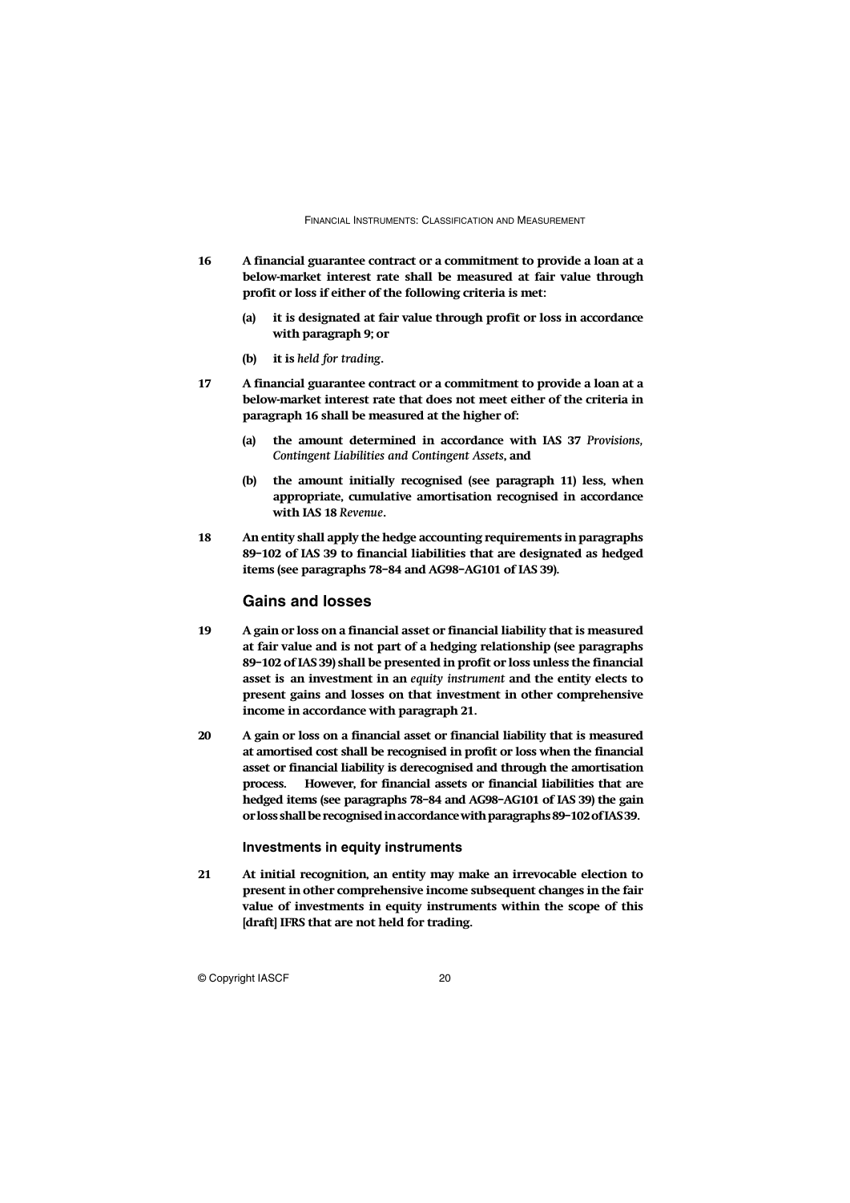**16 A financial guarantee contract or a commitment to provide a loan at a below-market interest rate shall be measured at fair value through profit or loss if either of the following criteria is met:**

**(a) it is designated at fair value through profit or loss in accordance with paragraph 9; or**

**(b) it is *held for trading*.**

**17 A financial guarantee contract or a commitment to provide a loan at a below-market interest rate that does not meet either of the criteria in paragraph 16 shall be measured at the higher of:**

**(a) the amount determined in accordance with IAS 37 *Provisions, Contingent Liabilities and Contingent Assets*, and**

**(b) the amount initially recognised (see paragraph 11) less, when appropriate, cumulative amortisation recognised in accordance with IAS 18 *Revenue*.**

**18 An entity shall apply the hedge accounting requirements in paragraphs 89–102 of IAS 39 to financial liabilities that are designated as hedged items (see paragraphs 78–84 and AG98–AG101 of IAS 39).**

## Gains and losses

**19 A gain or loss on a financial asset or financial liability that is measured at fair value and is not part of a hedging relationship (see paragraphs 89–102 of IAS 39) shall be presented in profit or loss unless the financial asset is an investment in an *equity instrument* and the entity elects to present gains and losses on that investment in other comprehensive income in accordance with paragraph 21.**

**20 A gain or loss on a financial asset or financial liability that is measured at amortised cost shall be recognised in profit or loss when the financial asset or financial liability is derecognised and through the amortisation process. However, for financial assets or financial liabilities that are hedged items (see paragraphs 78–84 and AG98–AG101 of IAS 39) the gain or loss shall be recognised in accordance with paragraphs 89–102 of IAS 39.**

### Investments in equity instruments

**21 At initial recognition, an entity may make an irrevocable election to present in other comprehensive income subsequent changes in the fair value of investments in equity instruments within the scope of this [draft] IFRS that are not held for trading.**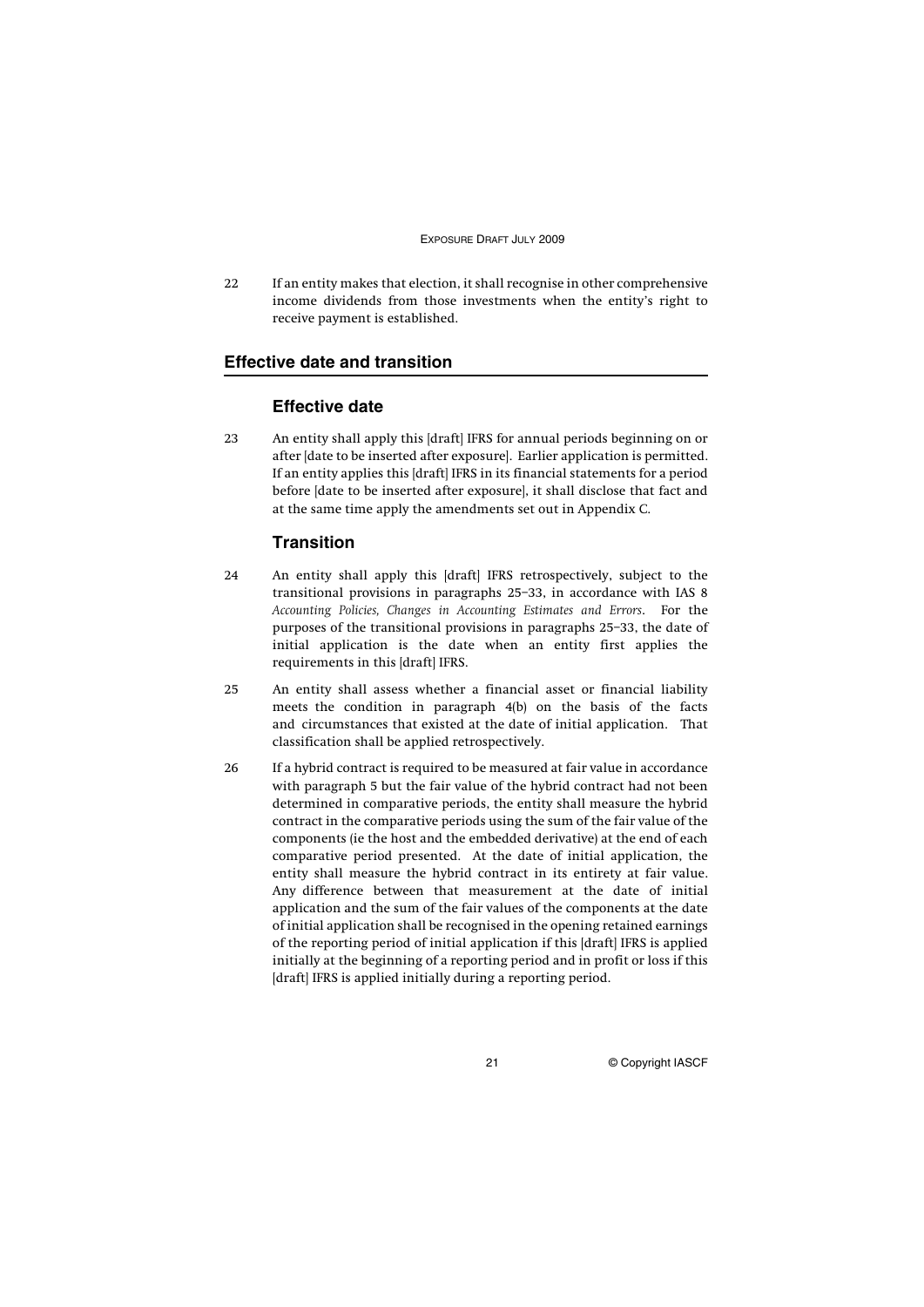22 If an entity makes that election, it shall recognise in other comprehensive income dividends from those investments when the entity's right to receive payment is established.

## Effective date and transition

### Effective date

23 An entity shall apply this [draft] IFRS for annual periods beginning on or after [date to be inserted after exposure]. Earlier application is permitted. If an entity applies this [draft] IFRS in its financial statements for a period before [date to be inserted after exposure], it shall disclose that fact and at the same time apply the amendments set out in Appendix C.

### Transition

24 An entity shall apply this [draft] IFRS retrospectively, subject to the transitional provisions in paragraphs 25–33, in accordance with IAS 8 *Accounting Policies, Changes in Accounting Estimates and Errors*. For the purposes of the transitional provisions in paragraphs 25–33, the date of initial application is the date when an entity first applies the requirements in this [draft] IFRS.

25 An entity shall assess whether a financial asset or financial liability meets the condition in paragraph 4(b) on the basis of the facts and circumstances that existed at the date of initial application. That classification shall be applied retrospectively.

26 If a hybrid contract is required to be measured at fair value in accordance with paragraph 5 but the fair value of the hybrid contract had not been determined in comparative periods, the entity shall measure the hybrid contract in the comparative periods using the sum of the fair value of the components (ie the host and the embedded derivative) at the end of each comparative period presented. At the date of initial application, the entity shall measure the hybrid contract in its entirety at fair value. Any difference between that measurement at the date of initial application and the sum of the fair values of the components at the date of initial application shall be recognised in the opening retained earnings of the reporting period of initial application if this [draft] IFRS is applied initially at the beginning of a reporting period and in profit or loss if this [draft] IFRS is applied initially during a reporting period.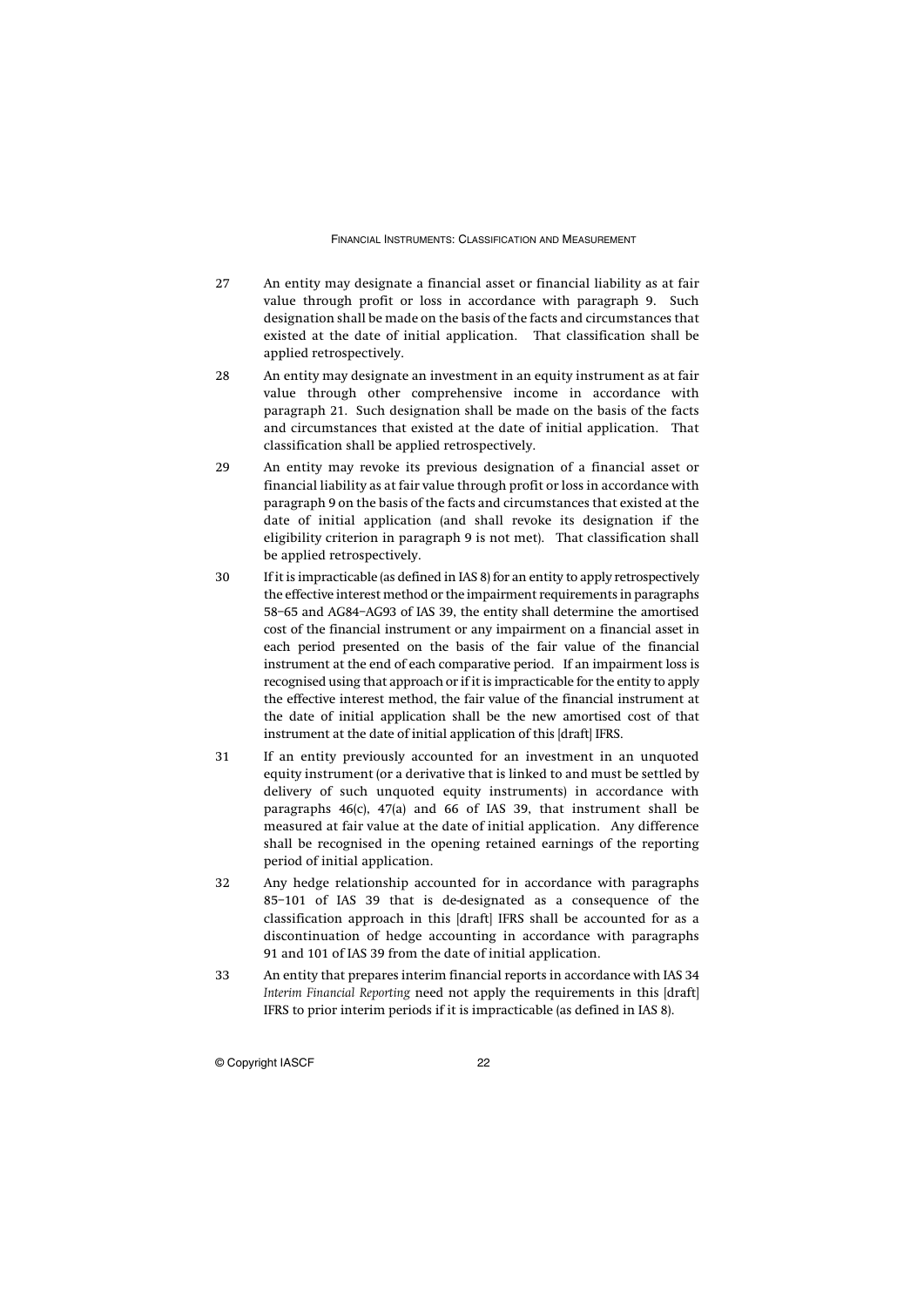27 An entity may designate a financial asset or financial liability as at fair value through profit or loss in accordance with paragraph 9. Such designation shall be made on the basis of the facts and circumstances that existed at the date of initial application. That classification shall be applied retrospectively.

28 An entity may designate an investment in an equity instrument as at fair value through other comprehensive income in accordance with paragraph 21. Such designation shall be made on the basis of the facts and circumstances that existed at the date of initial application. That classification shall be applied retrospectively.

29 An entity may revoke its previous designation of a financial asset or financial liability as at fair value through profit or loss in accordance with paragraph 9 on the basis of the facts and circumstances that existed at the date of initial application (and shall revoke its designation if the eligibility criterion in paragraph 9 is not met). That classification shall be applied retrospectively.

30 If it is impracticable (as defined in IAS 8) for an entity to apply retrospectively the effective interest method or the impairment requirements in paragraphs 58–65 and AG84–AG93 of IAS 39, the entity shall determine the amortised cost of the financial instrument or any impairment on a financial asset in each period presented on the basis of the fair value of the financial instrument at the end of each comparative period. If an impairment loss is recognised using that approach or if it is impracticable for the entity to apply the effective interest method, the fair value of the financial instrument at the date of initial application shall be the new amortised cost of that instrument at the date of initial application of this [draft] IFRS.

31 If an entity previously accounted for an investment in an unquoted equity instrument (or a derivative that is linked to and must be settled by delivery of such unquoted equity instruments) in accordance with paragraphs 46(c), 47(a) and 66 of IAS 39, that instrument shall be measured at fair value at the date of initial application. Any difference shall be recognised in the opening retained earnings of the reporting period of initial application.

32 Any hedge relationship accounted for in accordance with paragraphs 85–101 of IAS 39 that is de-designated as a consequence of the classification approach in this [draft] IFRS shall be accounted for as a discontinuation of hedge accounting in accordance with paragraphs 91 and 101 of IAS 39 from the date of initial application.

33 An entity that prepares interim financial reports in accordance with IAS 34 *Interim Financial Reporting* need not apply the requirements in this [draft] IFRS to prior interim periods if it is impracticable (as defined in IAS 8).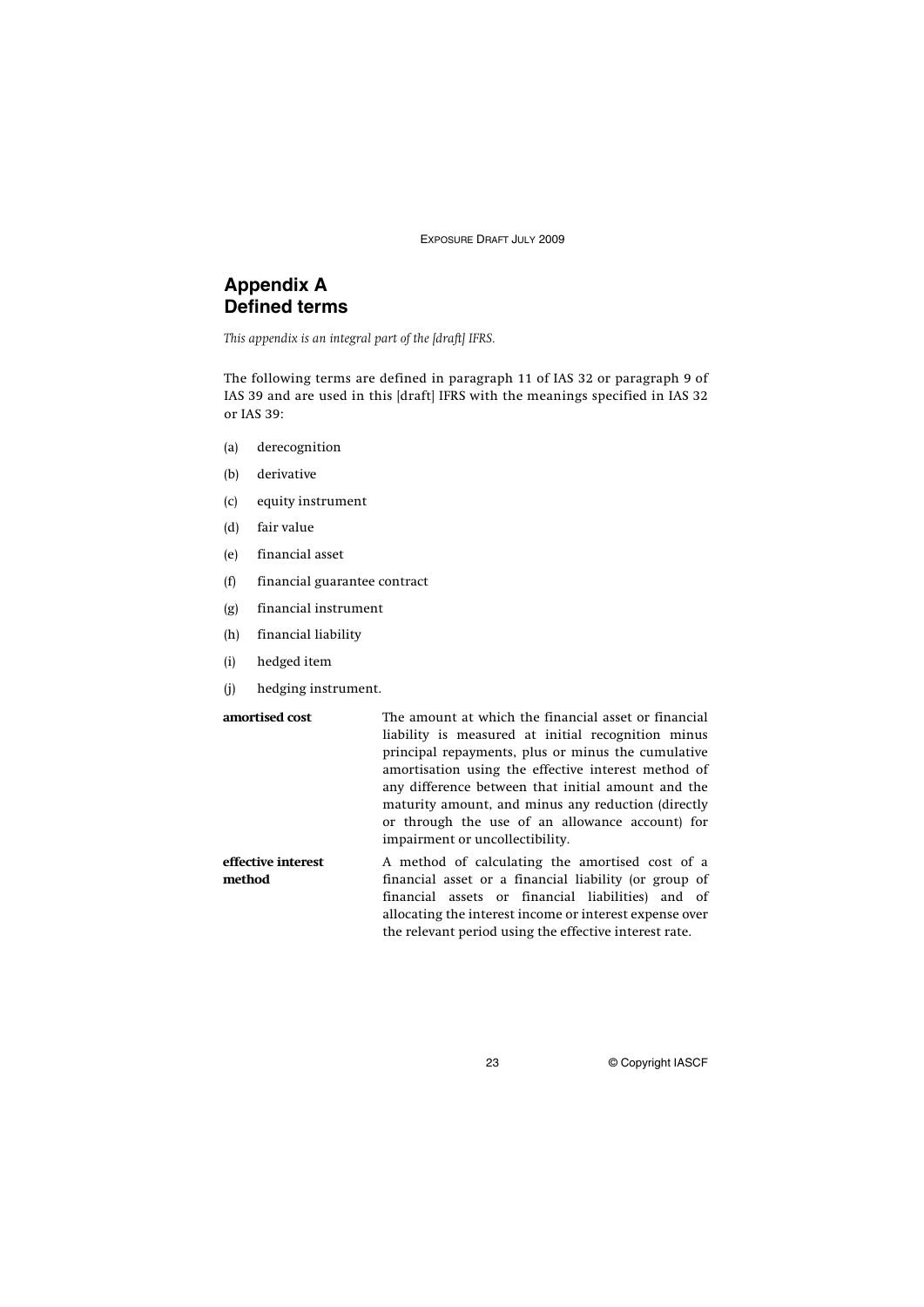## Appendix A
## Defined terms

*This appendix is an integral part of the [draft] IFRS.*

The following terms are defined in paragraph 11 of IAS 32 or paragraph 9 of IAS 39 and are used in this [draft] IFRS with the meanings specified in IAS 32 or IAS 39:

(a) derecognition

(b) derivative

(c) equity instrument

(d) fair value

(e) financial asset

(f) financial guarantee contract

(g) financial instrument

(h) financial liability

(i) hedged item

(j) hedging instrument.

| | |
|---|---|
| **amortised cost** | The amount at which the financial asset or financial liability is measured at initial recognition minus principal repayments, plus or minus the cumulative amortisation using the effective interest method of any difference between that initial amount and the maturity amount, and minus any reduction (directly or through the use of an allowance account) for impairment or uncollectibility. |
| **effective interest method** | A method of calculating the amortised cost of a financial asset or a financial liability (or group of financial assets or financial liabilities) and of allocating the interest income or interest expense over the relevant period using the effective interest rate. |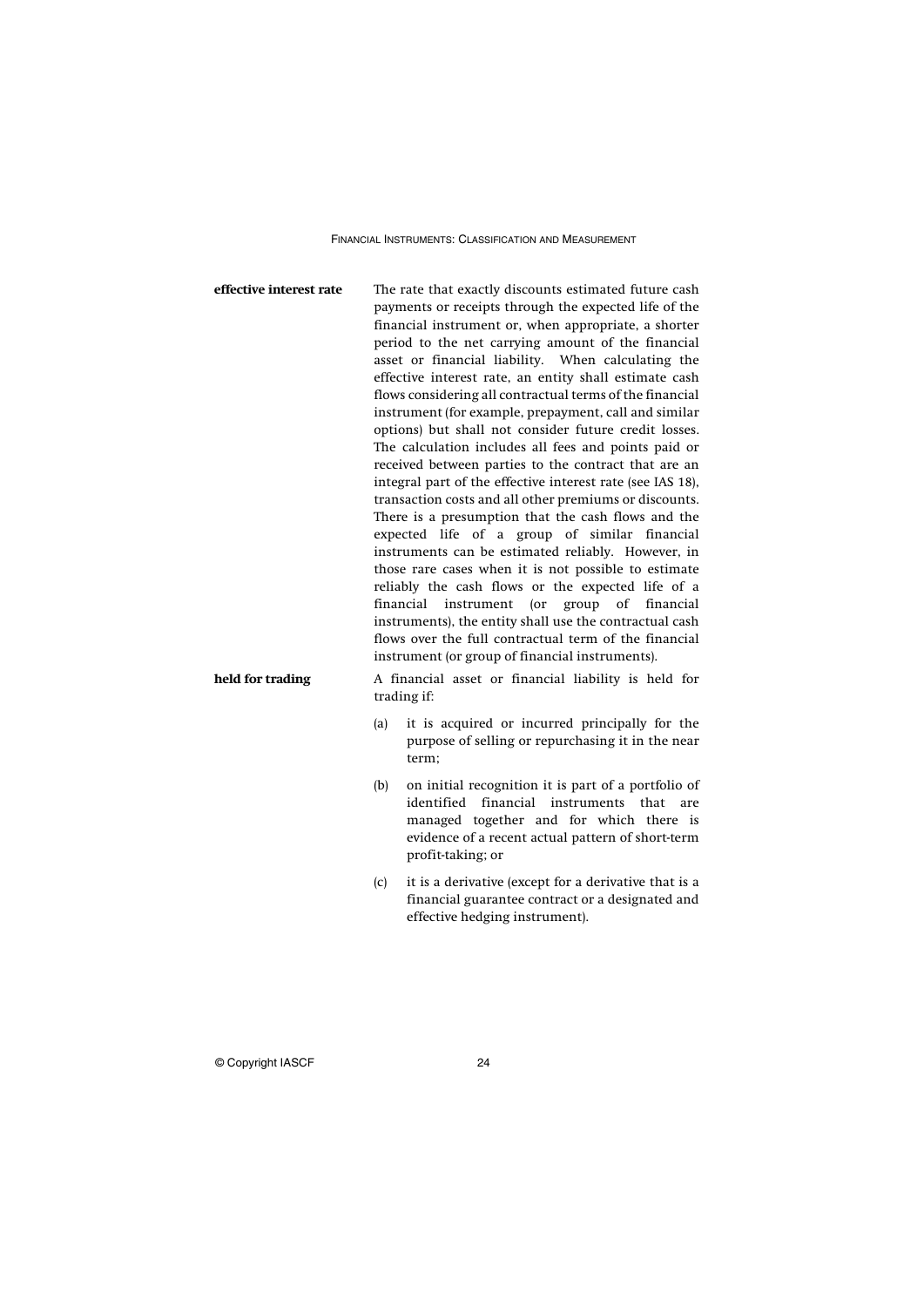**effective interest rate** The rate that exactly discounts estimated future cash payments or receipts through the expected life of the financial instrument or, when appropriate, a shorter period to the net carrying amount of the financial asset or financial liability. When calculating the effective interest rate, an entity shall estimate cash flows considering all contractual terms of the financial instrument (for example, prepayment, call and similar options) but shall not consider future credit losses. The calculation includes all fees and points paid or received between parties to the contract that are an integral part of the effective interest rate (see IAS 18), transaction costs and all other premiums or discounts. There is a presumption that the cash flows and the expected life of a group of similar financial instruments can be estimated reliably. However, in those rare cases when it is not possible to estimate reliably the cash flows or the expected life of a financial instrument (or group of financial instruments), the entity shall use the contractual cash flows over the full contractual term of the financial instrument (or group of financial instruments).

**held for trading** A financial asset or financial liability is held for trading if:

(a) it is acquired or incurred principally for the purpose of selling or repurchasing it in the near term;

(b) on initial recognition it is part of a portfolio of identified financial instruments that are managed together and for which there is evidence of a recent actual pattern of short-term profit-taking; or

(c) it is a derivative (except for a derivative that is a financial guarantee contract or a designated and effective hedging instrument).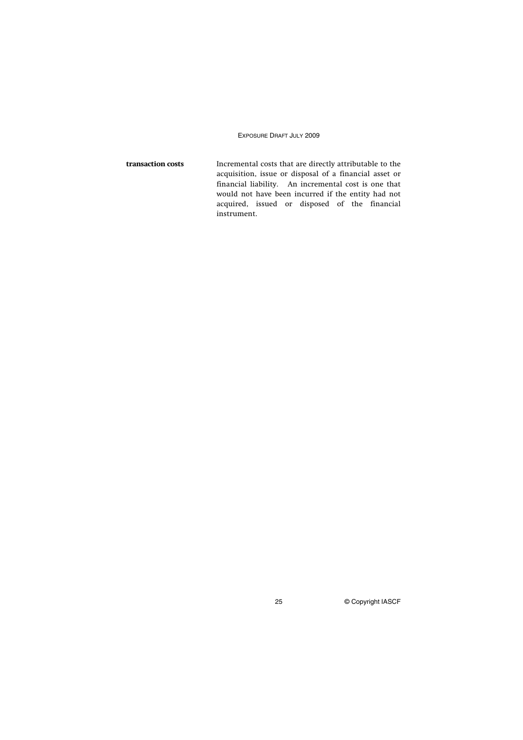| | |
|---|---|
| **transaction costs** | Incremental costs that are directly attributable to the acquisition, issue or disposal of a financial asset or financial liability. An incremental cost is one that would not have been incurred if the entity had not acquired, issued or disposed of the financial instrument. |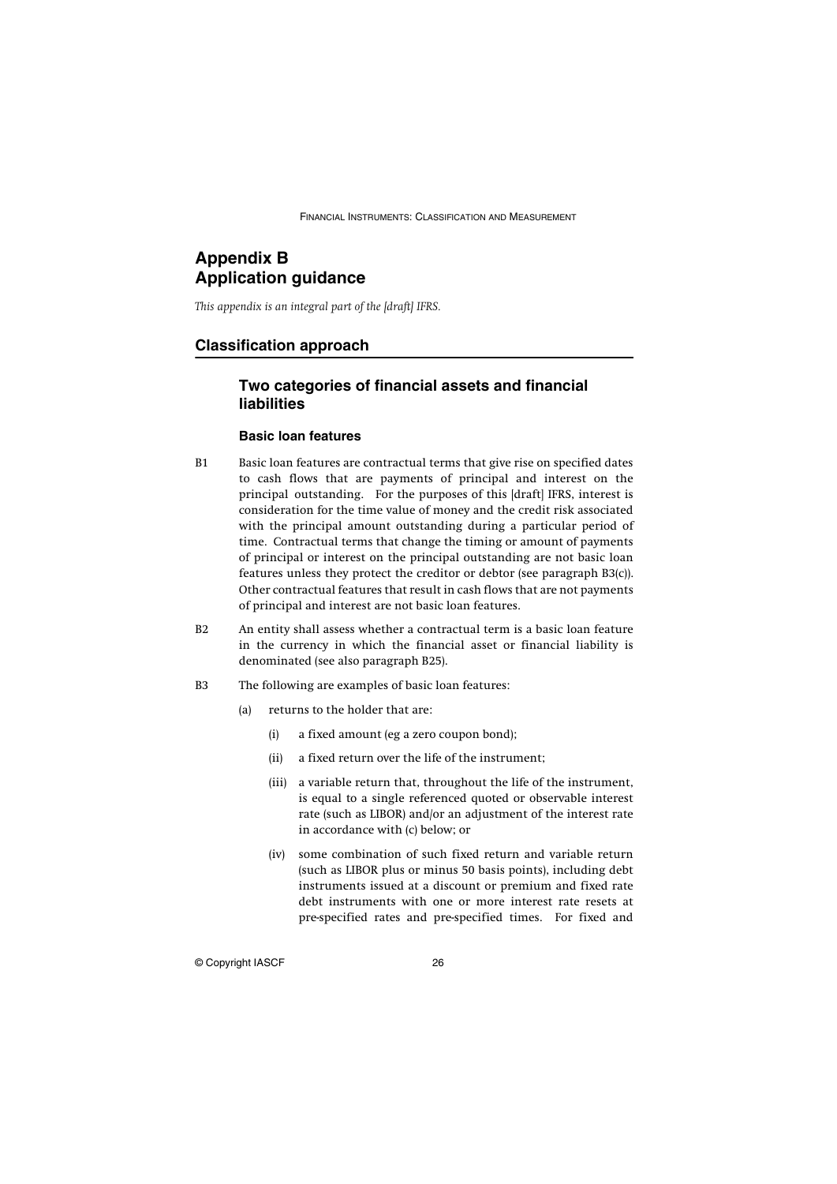# Appendix B
# Application guidance

*This appendix is an integral part of the [draft] IFRS.*

## Classification approach

### Two categories of financial assets and financial liabilities

#### Basic loan features

B1 Basic loan features are contractual terms that give rise on specified dates to cash flows that are payments of principal and interest on the principal outstanding. For the purposes of this [draft] IFRS, interest is consideration for the time value of money and the credit risk associated with the principal amount outstanding during a particular period of time. Contractual terms that change the timing or amount of payments of principal or interest on the principal outstanding are not basic loan features unless they protect the creditor or debtor (see paragraph B3(c)). Other contractual features that result in cash flows that are not payments of principal and interest are not basic loan features.

B2 An entity shall assess whether a contractual term is a basic loan feature in the currency in which the financial asset or financial liability is denominated (see also paragraph B25).

B3 The following are examples of basic loan features:

(a) returns to the holder that are:

(i) a fixed amount (eg a zero coupon bond);

(ii) a fixed return over the life of the instrument;

(iii) a variable return that, throughout the life of the instrument, is equal to a single referenced quoted or observable interest rate (such as LIBOR) and/or an adjustment of the interest rate in accordance with (c) below; or

(iv) some combination of such fixed return and variable return (such as LIBOR plus or minus 50 basis points), including debt instruments issued at a discount or premium and fixed rate debt instruments with one or more interest rate resets at pre-specified rates and pre-specified times. For fixed and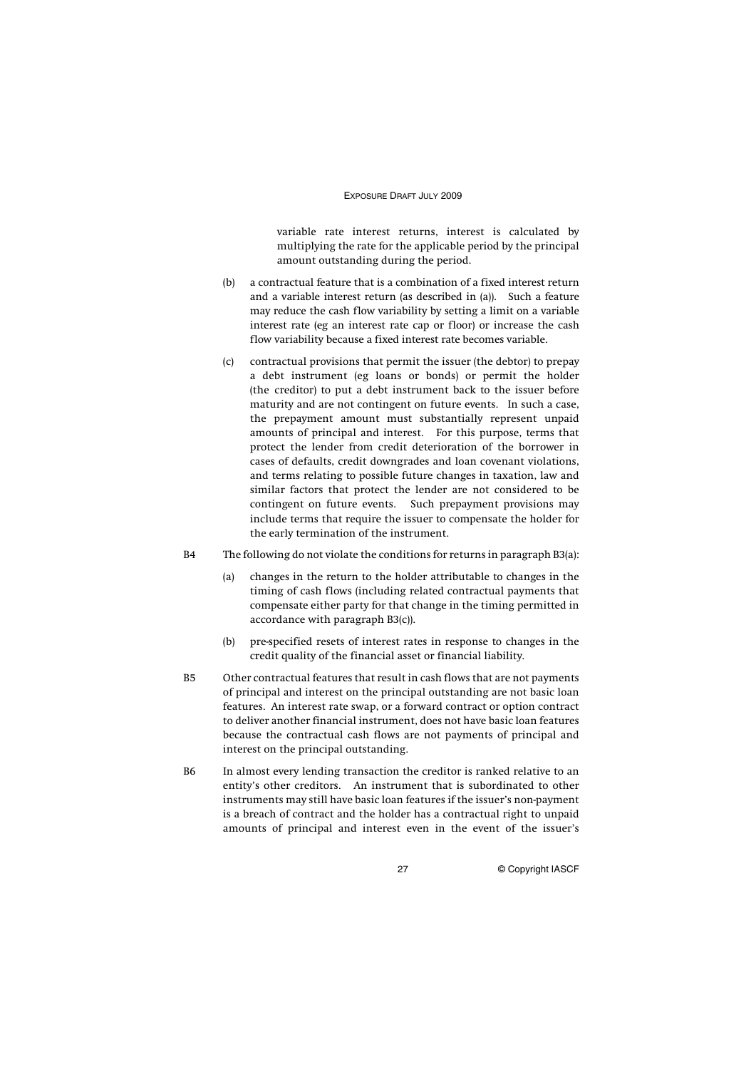variable rate interest returns, interest is calculated by multiplying the rate for the applicable period by the principal amount outstanding during the period.

(b) a contractual feature that is a combination of a fixed interest return and a variable interest return (as described in (a)). Such a feature may reduce the cash flow variability by setting a limit on a variable interest rate (eg an interest rate cap or floor) or increase the cash flow variability because a fixed interest rate becomes variable.

(c) contractual provisions that permit the issuer (the debtor) to prepay a debt instrument (eg loans or bonds) or permit the holder (the creditor) to put a debt instrument back to the issuer before maturity and are not contingent on future events. In such a case, the prepayment amount must substantially represent unpaid amounts of principal and interest. For this purpose, terms that protect the lender from credit deterioration of the borrower in cases of defaults, credit downgrades and loan covenant violations, and terms relating to possible future changes in taxation, law and similar factors that protect the lender are not considered to be contingent on future events. Such prepayment provisions may include terms that require the issuer to compensate the holder for the early termination of the instrument.

B4 The following do not violate the conditions for returns in paragraph B3(a):

(a) changes in the return to the holder attributable to changes in the timing of cash flows (including related contractual payments that compensate either party for that change in the timing permitted in accordance with paragraph B3(c)).

(b) pre-specified resets of interest rates in response to changes in the credit quality of the financial asset or financial liability.

B5 Other contractual features that result in cash flows that are not payments of principal and interest on the principal outstanding are not basic loan features. An interest rate swap, or a forward contract or option contract to deliver another financial instrument, does not have basic loan features because the contractual cash flows are not payments of principal and interest on the principal outstanding.

B6 In almost every lending transaction the creditor is ranked relative to an entity's other creditors. An instrument that is subordinated to other instruments may still have basic loan features if the issuer's non-payment is a breach of contract and the holder has a contractual right to unpaid amounts of principal and interest even in the event of the issuer's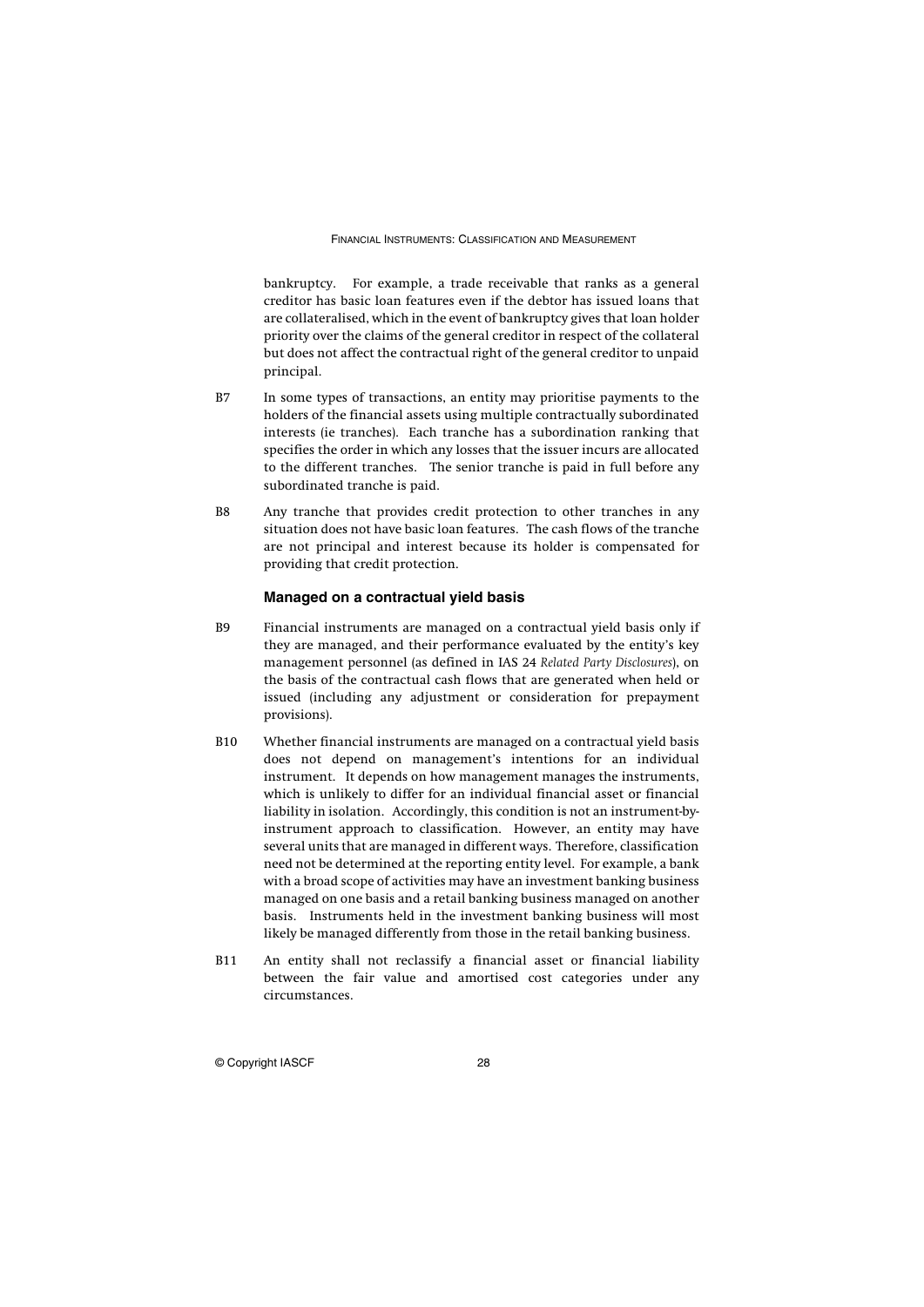bankruptcy. For example, a trade receivable that ranks as a general creditor has basic loan features even if the debtor has issued loans that are collateralised, which in the event of bankruptcy gives that loan holder priority over the claims of the general creditor in respect of the collateral but does not affect the contractual right of the general creditor to unpaid principal.

B7 In some types of transactions, an entity may prioritise payments to the holders of the financial assets using multiple contractually subordinated interests (ie tranches). Each tranche has a subordination ranking that specifies the order in which any losses that the issuer incurs are allocated to the different tranches. The senior tranche is paid in full before any subordinated tranche is paid.

B8 Any tranche that provides credit protection to other tranches in any situation does not have basic loan features. The cash flows of the tranche are not principal and interest because its holder is compensated for providing that credit protection.

### Managed on a contractual yield basis

B9 Financial instruments are managed on a contractual yield basis only if they are managed, and their performance evaluated by the entity's key management personnel (as defined in IAS 24 *Related Party Disclosures*), on the basis of the contractual cash flows that are generated when held or issued (including any adjustment or consideration for prepayment provisions).

B10 Whether financial instruments are managed on a contractual yield basis does not depend on management's intentions for an individual instrument. It depends on how management manages the instruments, which is unlikely to differ for an individual financial asset or financial liability in isolation. Accordingly, this condition is not an instrument-by-instrument approach to classification. However, an entity may have several units that are managed in different ways. Therefore, classification need not be determined at the reporting entity level. For example, a bank with a broad scope of activities may have an investment banking business managed on one basis and a retail banking business managed on another basis. Instruments held in the investment banking business will most likely be managed differently from those in the retail banking business.

B11 An entity shall not reclassify a financial asset or financial liability between the fair value and amortised cost categories under any circumstances.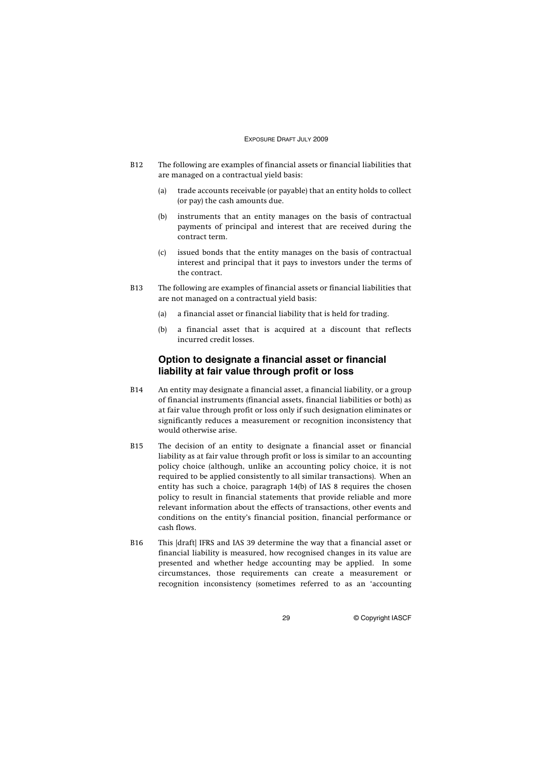B12 The following are examples of financial assets or financial liabilities that are managed on a contractual yield basis:

(a) trade accounts receivable (or payable) that an entity holds to collect (or pay) the cash amounts due.

(b) instruments that an entity manages on the basis of contractual payments of principal and interest that are received during the contract term.

(c) issued bonds that the entity manages on the basis of contractual interest and principal that it pays to investors under the terms of the contract.

B13 The following are examples of financial assets or financial liabilities that are not managed on a contractual yield basis:

(a) a financial asset or financial liability that is held for trading.

(b) a financial asset that is acquired at a discount that reflects incurred credit losses.

## Option to designate a financial asset or financial liability at fair value through profit or loss

B14 An entity may designate a financial asset, a financial liability, or a group of financial instruments (financial assets, financial liabilities or both) as at fair value through profit or loss only if such designation eliminates or significantly reduces a measurement or recognition inconsistency that would otherwise arise.

B15 The decision of an entity to designate a financial asset or financial liability as at fair value through profit or loss is similar to an accounting policy choice (although, unlike an accounting policy choice, it is not required to be applied consistently to all similar transactions). When an entity has such a choice, paragraph 14(b) of IAS 8 requires the chosen policy to result in financial statements that provide reliable and more relevant information about the effects of transactions, other events and conditions on the entity's financial position, financial performance or cash flows.

B16 This [draft] IFRS and IAS 39 determine the way that a financial asset or financial liability is measured, how recognised changes in its value are presented and whether hedge accounting may be applied. In some circumstances, those requirements can create a measurement or recognition inconsistency (sometimes referred to as an 'accounting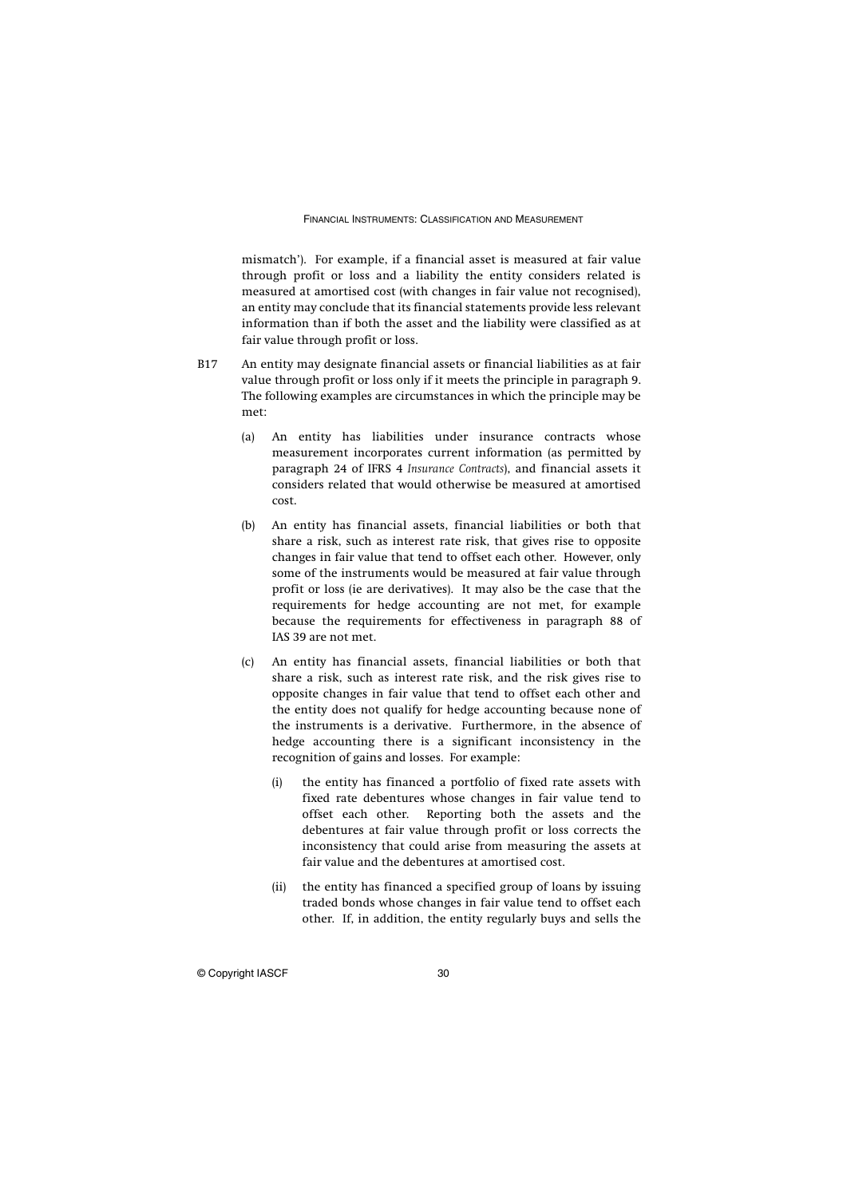mismatch'). For example, if a financial asset is measured at fair value through profit or loss and a liability the entity considers related is measured at amortised cost (with changes in fair value not recognised), an entity may conclude that its financial statements provide less relevant information than if both the asset and the liability were classified as at fair value through profit or loss.

B17 An entity may designate financial assets or financial liabilities as at fair value through profit or loss only if it meets the principle in paragraph 9. The following examples are circumstances in which the principle may be met:

(a) An entity has liabilities under insurance contracts whose measurement incorporates current information (as permitted by paragraph 24 of IFRS 4 *Insurance Contracts*), and financial assets it considers related that would otherwise be measured at amortised cost.

(b) An entity has financial assets, financial liabilities or both that share a risk, such as interest rate risk, that gives rise to opposite changes in fair value that tend to offset each other. However, only some of the instruments would be measured at fair value through profit or loss (ie are derivatives). It may also be the case that the requirements for hedge accounting are not met, for example because the requirements for effectiveness in paragraph 88 of IAS 39 are not met.

(c) An entity has financial assets, financial liabilities or both that share a risk, such as interest rate risk, and the risk gives rise to opposite changes in fair value that tend to offset each other and the entity does not qualify for hedge accounting because none of the instruments is a derivative. Furthermore, in the absence of hedge accounting there is a significant inconsistency in the recognition of gains and losses. For example:

   (i) the entity has financed a portfolio of fixed rate assets with fixed rate debentures whose changes in fair value tend to offset each other. Reporting both the assets and the debentures at fair value through profit or loss corrects the inconsistency that could arise from measuring the assets at fair value and the debentures at amortised cost.

   (ii) the entity has financed a specified group of loans by issuing traded bonds whose changes in fair value tend to offset each other. If, in addition, the entity regularly buys and sells the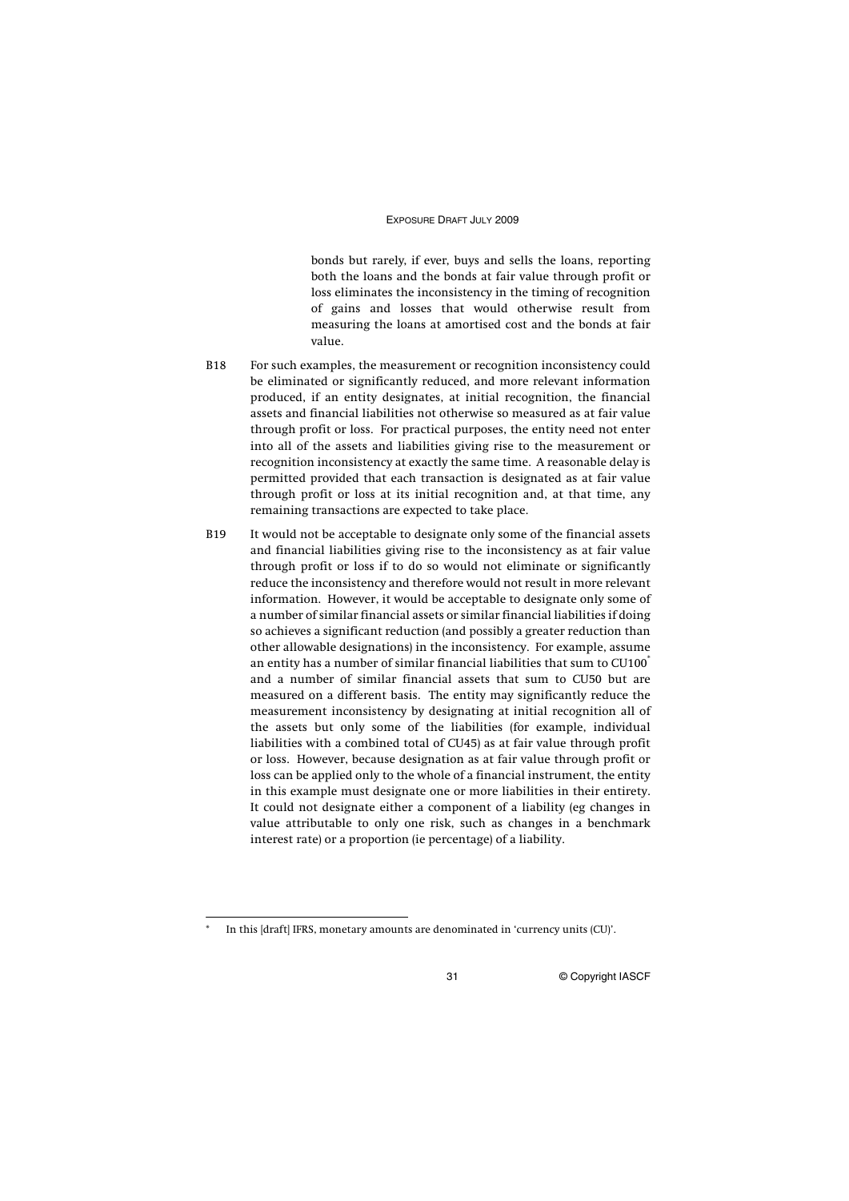bonds but rarely, if ever, buys and sells the loans, reporting both the loans and the bonds at fair value through profit or loss eliminates the inconsistency in the timing of recognition of gains and losses that would otherwise result from measuring the loans at amortised cost and the bonds at fair value.

B18 For such examples, the measurement or recognition inconsistency could be eliminated or significantly reduced, and more relevant information produced, if an entity designates, at initial recognition, the financial assets and financial liabilities not otherwise so measured as at fair value through profit or loss. For practical purposes, the entity need not enter into all of the assets and liabilities giving rise to the measurement or recognition inconsistency at exactly the same time. A reasonable delay is permitted provided that each transaction is designated as at fair value through profit or loss at its initial recognition and, at that time, any remaining transactions are expected to take place.

B19 It would not be acceptable to designate only some of the financial assets and financial liabilities giving rise to the inconsistency as at fair value through profit or loss if to do so would not eliminate or significantly reduce the inconsistency and therefore would not result in more relevant information. However, it would be acceptable to designate only some of a number of similar financial assets or similar financial liabilities if doing so achieves a significant reduction (and possibly a greater reduction than other allowable designations) in the inconsistency. For example, assume an entity has a number of similar financial liabilities that sum to CU100[*] and a number of similar financial assets that sum to CU50 but are measured on a different basis. The entity may significantly reduce the measurement inconsistency by designating at initial recognition all of the assets but only some of the liabilities (for example, individual liabilities with a combined total of CU45) as at fair value through profit or loss. However, because designation as at fair value through profit or loss can be applied only to the whole of a financial instrument, the entity in this example must designate one or more liabilities in their entirety. It could not designate either a component of a liability (eg changes in value attributable to only one risk, such as changes in a benchmark interest rate) or a proportion (ie percentage) of a liability.

[*] In this [draft] IFRS, monetary amounts are denominated in 'currency units (CU)'.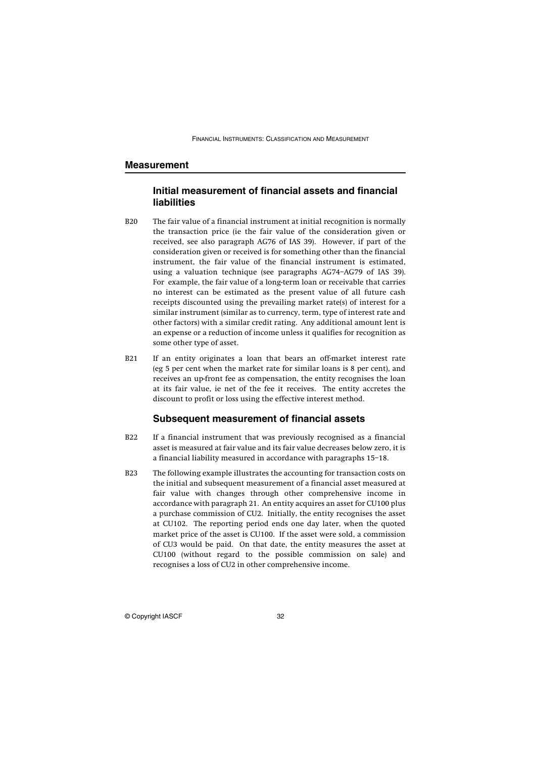## Measurement

### Initial measurement of financial assets and financial liabilities

B20 The fair value of a financial instrument at initial recognition is normally the transaction price (ie the fair value of the consideration given or received, see also paragraph AG76 of IAS 39). However, if part of the consideration given or received is for something other than the financial instrument, the fair value of the financial instrument is estimated, using a valuation technique (see paragraphs AG74–AG79 of IAS 39). For example, the fair value of a long-term loan or receivable that carries no interest can be estimated as the present value of all future cash receipts discounted using the prevailing market rate(s) of interest for a similar instrument (similar as to currency, term, type of interest rate and other factors) with a similar credit rating. Any additional amount lent is an expense or a reduction of income unless it qualifies for recognition as some other type of asset.

B21 If an entity originates a loan that bears an off-market interest rate (eg 5 per cent when the market rate for similar loans is 8 per cent), and receives an up-front fee as compensation, the entity recognises the loan at its fair value, ie net of the fee it receives. The entity accretes the discount to profit or loss using the effective interest method.

### Subsequent measurement of financial assets

B22 If a financial instrument that was previously recognised as a financial asset is measured at fair value and its fair value decreases below zero, it is a financial liability measured in accordance with paragraphs 15–18.

B23 The following example illustrates the accounting for transaction costs on the initial and subsequent measurement of a financial asset measured at fair value with changes through other comprehensive income in accordance with paragraph 21. An entity acquires an asset for CU100 plus a purchase commission of CU2. Initially, the entity recognises the asset at CU102. The reporting period ends one day later, when the quoted market price of the asset is CU100. If the asset were sold, a commission of CU3 would be paid. On that date, the entity measures the asset at CU100 (without regard to the possible commission on sale) and recognises a loss of CU2 in other comprehensive income.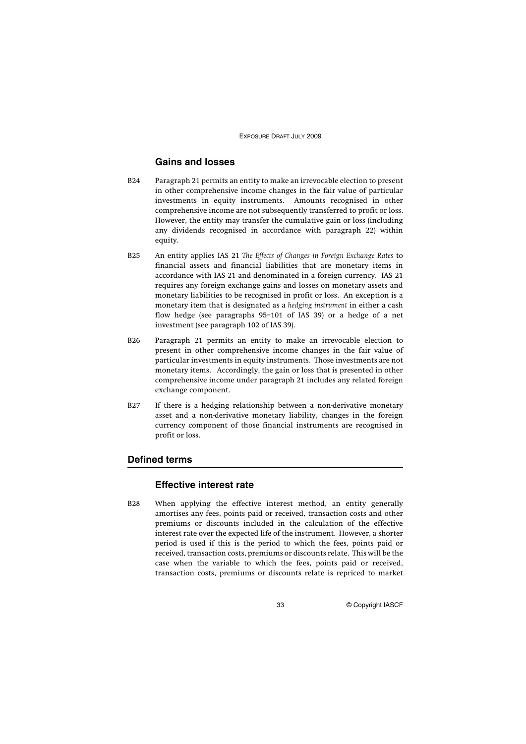### Gains and losses

B24 Paragraph 21 permits an entity to make an irrevocable election to present in other comprehensive income changes in the fair value of particular investments in equity instruments. Amounts recognised in other comprehensive income are not subsequently transferred to profit or loss. However, the entity may transfer the cumulative gain or loss (including any dividends recognised in accordance with paragraph 22) within equity.

B25 An entity applies IAS 21 *The Effects of Changes in Foreign Exchange Rates* to financial assets and financial liabilities that are monetary items in accordance with IAS 21 and denominated in a foreign currency. IAS 21 requires any foreign exchange gains and losses on monetary assets and monetary liabilities to be recognised in profit or loss. An exception is a monetary item that is designated as a *hedging instrument* in either a cash flow hedge (see paragraphs 95–101 of IAS 39) or a hedge of a net investment (see paragraph 102 of IAS 39).

B26 Paragraph 21 permits an entity to make an irrevocable election to present in other comprehensive income changes in the fair value of particular investments in equity instruments. Those investments are not monetary items. Accordingly, the gain or loss that is presented in other comprehensive income under paragraph 21 includes any related foreign exchange component.

B27 If there is a hedging relationship between a non-derivative monetary asset and a non-derivative monetary liability, changes in the foreign currency component of those financial instruments are recognised in profit or loss.

## Defined terms

### Effective interest rate

B28 When applying the effective interest method, an entity generally amortises any fees, points paid or received, transaction costs and other premiums or discounts included in the calculation of the effective interest rate over the expected life of the instrument. However, a shorter period is used if this is the period to which the fees, points paid or received, transaction costs, premiums or discounts relate. This will be the case when the variable to which the fees, points paid or received, transaction costs, premiums or discounts relate is repriced to market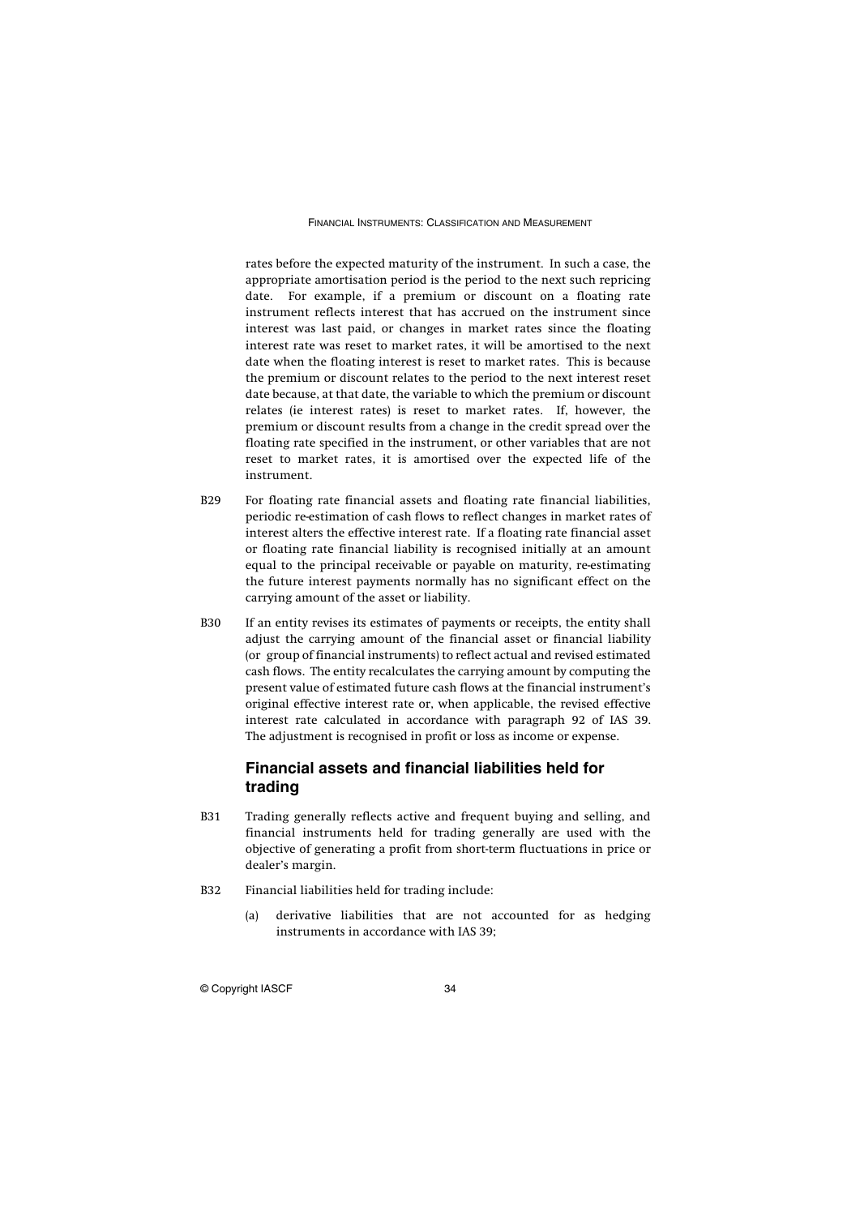rates before the expected maturity of the instrument. In such a case, the appropriate amortisation period is the period to the next such repricing date. For example, if a premium or discount on a floating rate instrument reflects interest that has accrued on the instrument since interest was last paid, or changes in market rates since the floating interest rate was reset to market rates, it will be amortised to the next date when the floating interest is reset to market rates. This is because the premium or discount relates to the period to the next interest reset date because, at that date, the variable to which the premium or discount relates (ie interest rates) is reset to market rates. If, however, the premium or discount results from a change in the credit spread over the floating rate specified in the instrument, or other variables that are not reset to market rates, it is amortised over the expected life of the instrument.

B29 For floating rate financial assets and floating rate financial liabilities, periodic re-estimation of cash flows to reflect changes in market rates of interest alters the effective interest rate. If a floating rate financial asset or floating rate financial liability is recognised initially at an amount equal to the principal receivable or payable on maturity, re-estimating the future interest payments normally has no significant effect on the carrying amount of the asset or liability.

B30 If an entity revises its estimates of payments or receipts, the entity shall adjust the carrying amount of the financial asset or financial liability (or group of financial instruments) to reflect actual and revised estimated cash flows. The entity recalculates the carrying amount by computing the present value of estimated future cash flows at the financial instrument's original effective interest rate or, when applicable, the revised effective interest rate calculated in accordance with paragraph 92 of IAS 39. The adjustment is recognised in profit or loss as income or expense.

## Financial assets and financial liabilities held for trading

B31 Trading generally reflects active and frequent buying and selling, and financial instruments held for trading generally are used with the objective of generating a profit from short-term fluctuations in price or dealer's margin.

B32 Financial liabilities held for trading include:

(a) derivative liabilities that are not accounted for as hedging instruments in accordance with IAS 39;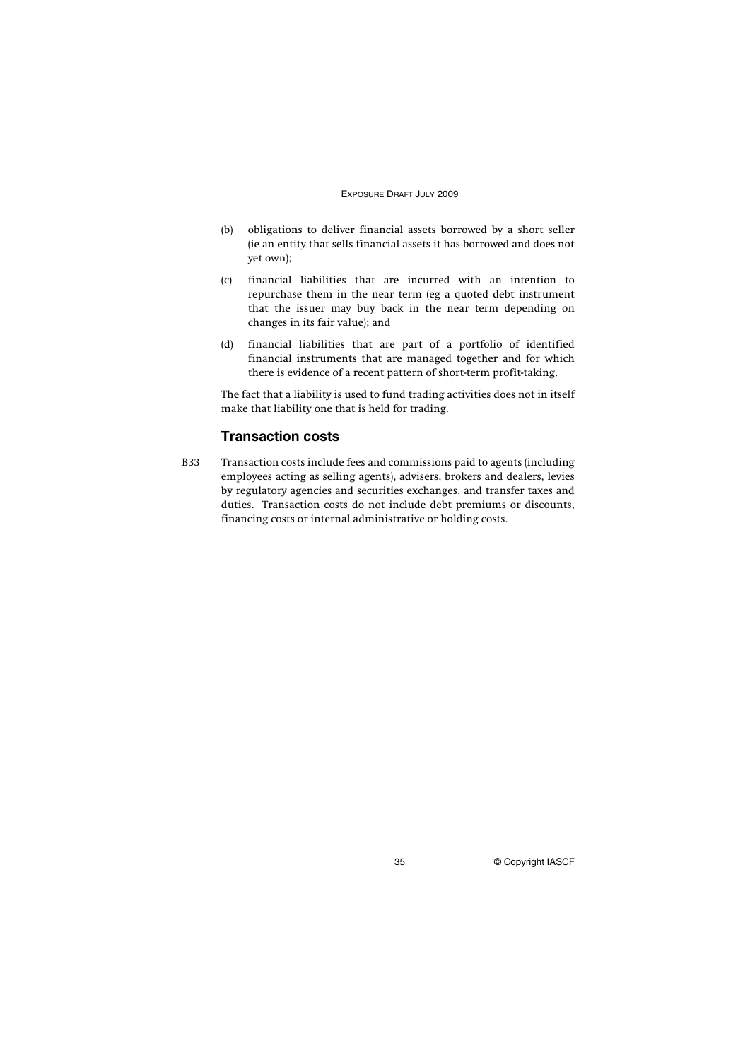(b) obligations to deliver financial assets borrowed by a short seller (ie an entity that sells financial assets it has borrowed and does not yet own);

(c) financial liabilities that are incurred with an intention to repurchase them in the near term (eg a quoted debt instrument that the issuer may buy back in the near term depending on changes in its fair value); and

(d) financial liabilities that are part of a portfolio of identified financial instruments that are managed together and for which there is evidence of a recent pattern of short-term profit-taking.

The fact that a liability is used to fund trading activities does not in itself make that liability one that is held for trading.

## Transaction costs

B33 Transaction costs include fees and commissions paid to agents (including employees acting as selling agents), advisers, brokers and dealers, levies by regulatory agencies and securities exchanges, and transfer taxes and duties. Transaction costs do not include debt premiums or discounts, financing costs or internal administrative or holding costs.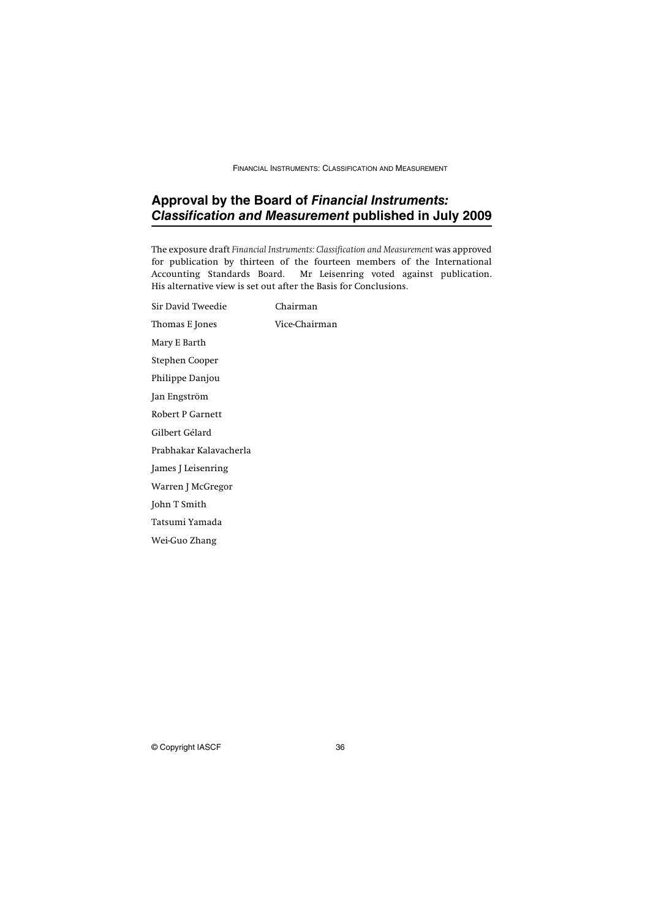## Approval by the Board of *Financial Instruments: Classification and Measurement* published in July 2009

The exposure draft *Financial Instruments: Classification and Measurement* was approved for publication by thirteen of the fourteen members of the International Accounting Standards Board. Mr Leisenring voted against publication. His alternative view is set out after the Basis for Conclusions.

| | |
|---|---|
| Sir David Tweedie | Chairman |
| Thomas E Jones | Vice-Chairman |
| Mary E Barth | |
| Stephen Cooper | |
| Philippe Danjou | |
| Jan Engström | |
| Robert P Garnett | |
| Gilbert Gélard | |
| Prabhakar Kalavacherla | |
| James J Leisenring | |
| Warren J McGregor | |
| John T Smith | |
| Tatsumi Yamada | |
| Wei-Guo Zhang | |